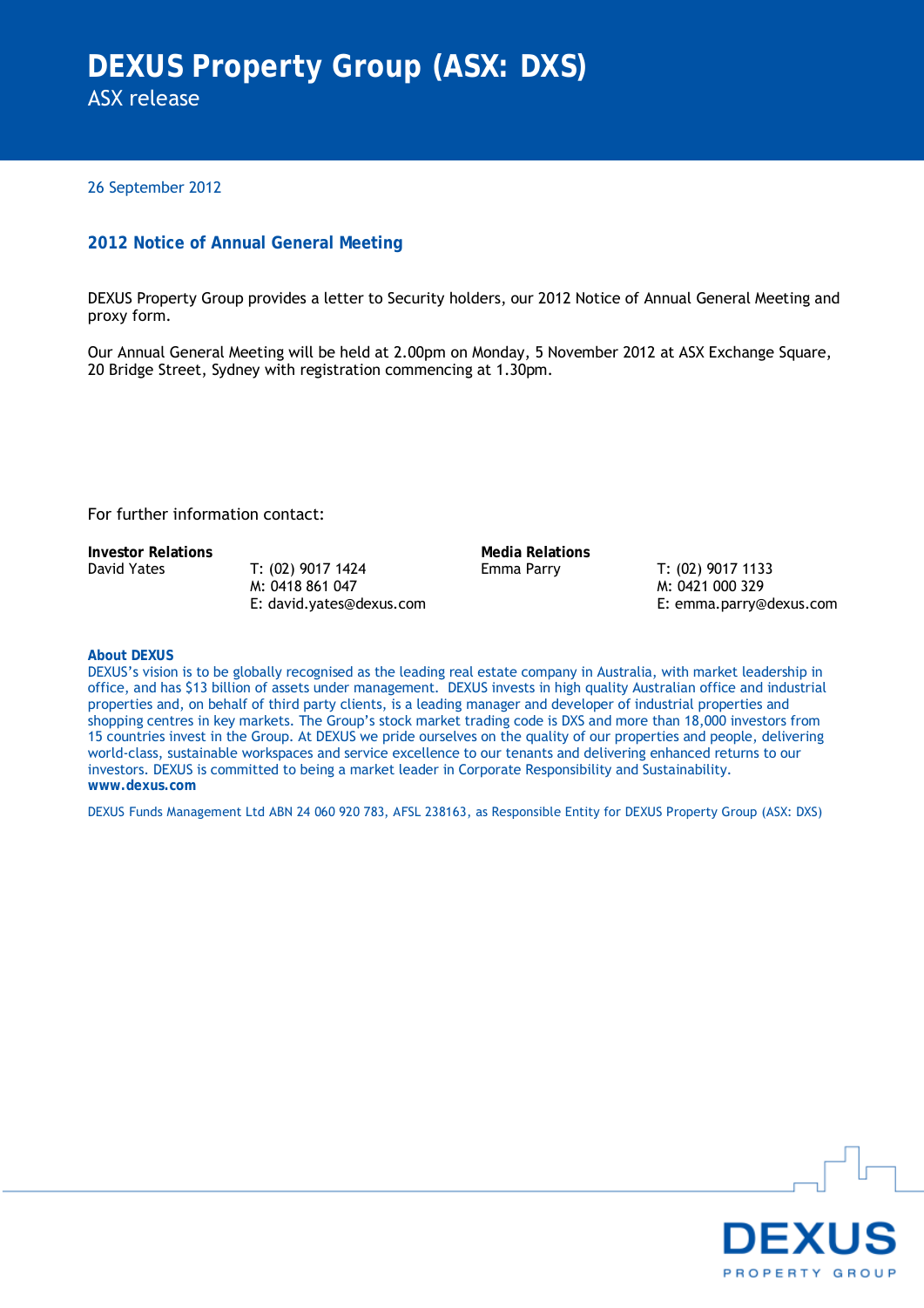# DEXUS Property Group (ASX: DXS)

ASX release

26 September 2012

## 2012 Notice of Annual General Meeting

DEXUS Property Group provides a letter to Security holders, our 2012 Notice of Annual General Meeting and proxy form.

Our Annual General Meeting will be held at 2.00pm on Monday, 5 November 2012 at ASX Exchange Square, 20 Bridge Street, Sydney with registration commencing at 1.30pm.

For further information contact:

| **Investor Relations** | | **Media Relations** | |
|---|---|---|---|
| David Yates | T: (02) 9017 1424<br>M: 0418 861 047<br>E: david.yates@dexus.com | Emma Parry | T: (02) 9017 1133<br>M: 0421 000 329<br>E: emma.parry@dexus.com |

**About DEXUS**

DEXUS's vision is to be globally recognised as the leading real estate company in Australia, with market leadership in office, and has $13 billion of assets under management. DEXUS invests in high quality Australian office and industrial properties and, on behalf of third party clients, is a leading manager and developer of industrial properties and shopping centres in key markets. The Group's stock market trading code is DXS and more than 18,000 investors from 15 countries invest in the Group. At DEXUS we pride ourselves on the quality of our properties and people, delivering world-class, sustainable workspaces and service excellence to our tenants and delivering enhanced returns to our investors. DEXUS is committed to being a market leader in Corporate Responsibility and Sustainability.
**www.dexus.com**

DEXUS Funds Management Ltd ABN 24 060 920 783, AFSL 238163, as Responsible Entity for DEXUS Property Group (ASX: DXS)

DEXUS PROPERTY GROUP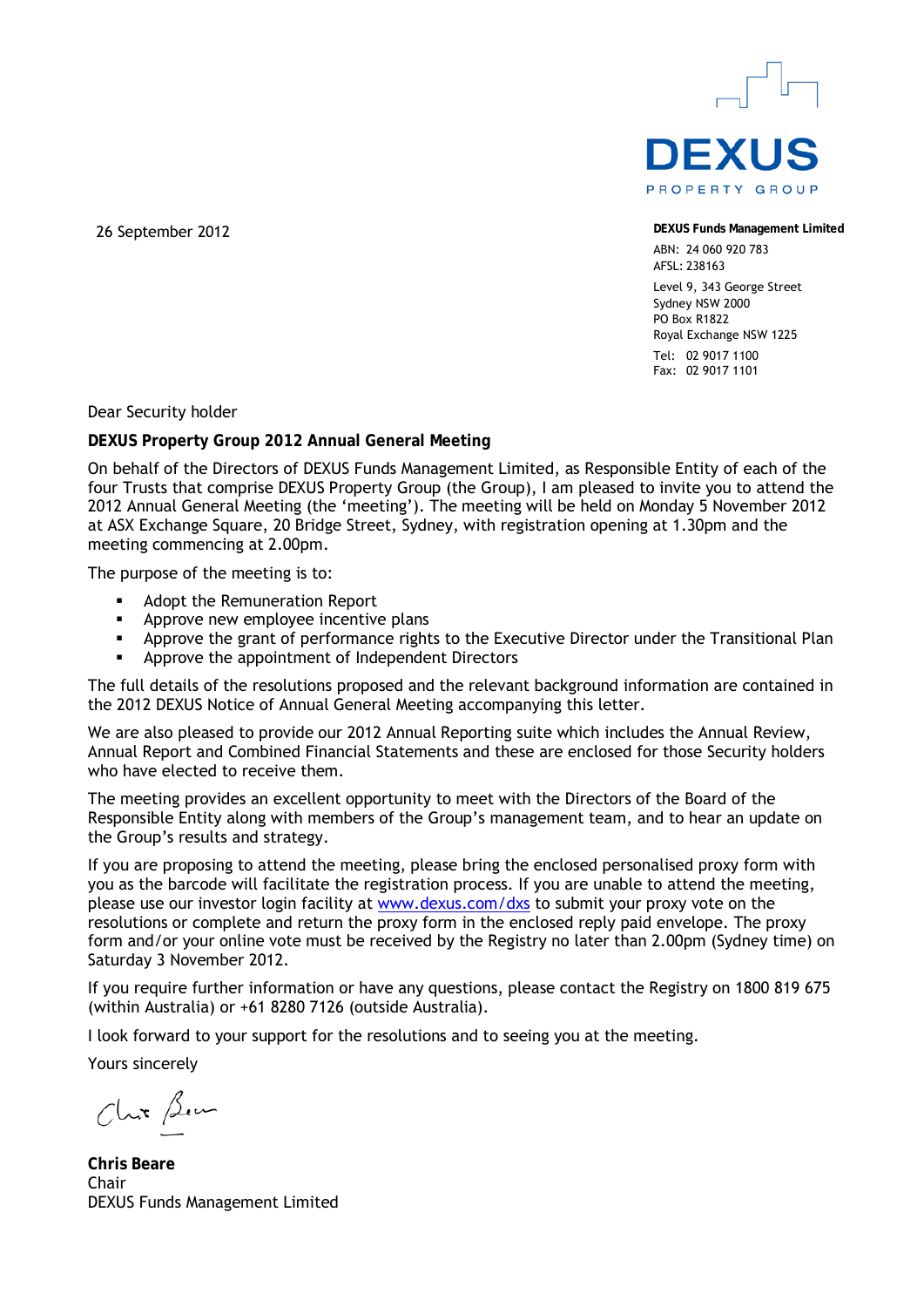DEXUS

PROPERTY GROUP

26 September 2012

**DEXUS Funds Management Limited**

ABN: 24 060 920 783
AFSL: 238163

Level 9, 343 George Street
Sydney NSW 2000
PO Box R1822
Royal Exchange NSW 1225

Tel: 02 9017 1100
Fax: 02 9017 1101

Dear Security holder

**DEXUS Property Group 2012 Annual General Meeting**

On behalf of the Directors of DEXUS Funds Management Limited, as Responsible Entity of each of the four Trusts that comprise DEXUS Property Group (the Group), I am pleased to invite you to attend the 2012 Annual General Meeting (the 'meeting'). The meeting will be held on Monday 5 November 2012 at ASX Exchange Square, 20 Bridge Street, Sydney, with registration opening at 1.30pm and the meeting commencing at 2.00pm.

The purpose of the meeting is to:

- Adopt the Remuneration Report
- Approve new employee incentive plans
- Approve the grant of performance rights to the Executive Director under the Transitional Plan
- Approve the appointment of Independent Directors

The full details of the resolutions proposed and the relevant background information are contained in the 2012 DEXUS Notice of Annual General Meeting accompanying this letter.

We are also pleased to provide our 2012 Annual Reporting suite which includes the Annual Review, Annual Report and Combined Financial Statements and these are enclosed for those Security holders who have elected to receive them.

The meeting provides an excellent opportunity to meet with the Directors of the Board of the Responsible Entity along with members of the Group's management team, and to hear an update on the Group's results and strategy.

If you are proposing to attend the meeting, please bring the enclosed personalised proxy form with you as the barcode will facilitate the registration process. If you are unable to attend the meeting, please use our investor login facility at www.dexus.com/dxs to submit your proxy vote on the resolutions or complete and return the proxy form in the enclosed reply paid envelope. The proxy form and/or your online vote must be received by the Registry no later than 2.00pm (Sydney time) on Saturday 3 November 2012.

If you require further information or have any questions, please contact the Registry on 1800 819 675 (within Australia) or +61 8280 7126 (outside Australia).

I look forward to your support for the resolutions and to seeing you at the meeting.

Yours sincerely

**Chris Beare**
Chair
DEXUS Funds Management Limited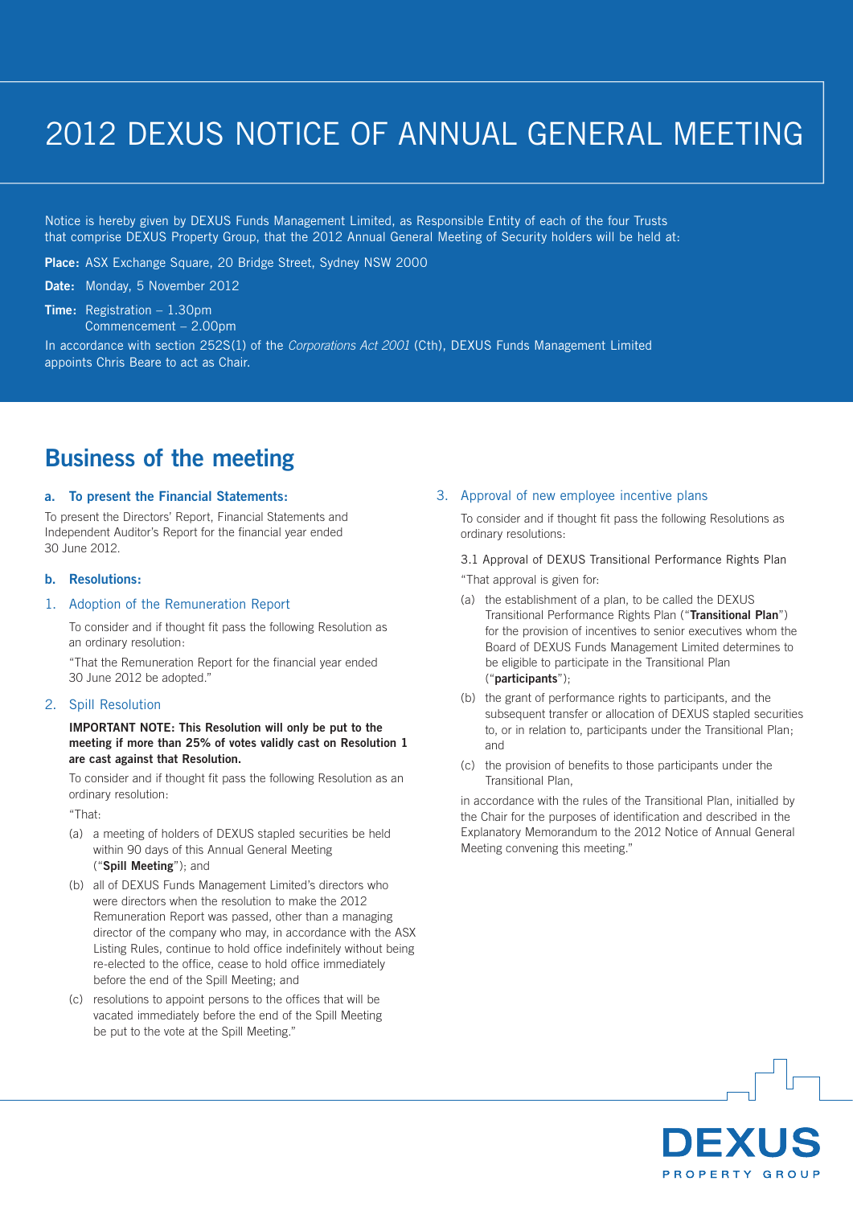# 2012 DEXUS NOTICE OF ANNUAL GENERAL MEETING

Notice is hereby given by DEXUS Funds Management Limited, as Responsible Entity of each of the four Trusts that comprise DEXUS Property Group, that the 2012 Annual General Meeting of Security holders will be held at:

**Place:** ASX Exchange Square, 20 Bridge Street, Sydney NSW 2000

**Date:** Monday, 5 November 2012

**Time:** Registration – 1.30pm
Commencement – 2.00pm

In accordance with section 252S(1) of the *Corporations Act 2001* (Cth), DEXUS Funds Management Limited appoints Chris Beare to act as Chair.

## Business of the meeting

### a. To present the Financial Statements:

To present the Directors' Report, Financial Statements and Independent Auditor's Report for the financial year ended 30 June 2012.

### b. Resolutions:

#### 1. Adoption of the Remuneration Report

To consider and if thought fit pass the following Resolution as an ordinary resolution:

"That the Remuneration Report for the financial year ended 30 June 2012 be adopted."

#### 2. Spill Resolution

**IMPORTANT NOTE: This Resolution will only be put to the meeting if more than 25% of votes validly cast on Resolution 1 are cast against that Resolution.**

To consider and if thought fit pass the following Resolution as an ordinary resolution:

"That:

(a) a meeting of holders of DEXUS stapled securities be held within 90 days of this Annual General Meeting ("**Spill Meeting**"); and

(b) all of DEXUS Funds Management Limited's directors who were directors when the resolution to make the 2012 Remuneration Report was passed, other than a managing director of the company who may, in accordance with the ASX Listing Rules, continue to hold office indefinitely without being re-elected to the office, cease to hold office immediately before the end of the Spill Meeting; and

(c) resolutions to appoint persons to the offices that will be vacated immediately before the end of the Spill Meeting be put to the vote at the Spill Meeting."

#### 3. Approval of new employee incentive plans

To consider and if thought fit pass the following Resolutions as ordinary resolutions:

3.1 Approval of DEXUS Transitional Performance Rights Plan

"That approval is given for:

(a) the establishment of a plan, to be called the DEXUS Transitional Performance Rights Plan ("**Transitional Plan**") for the provision of incentives to senior executives whom the Board of DEXUS Funds Management Limited determines to be eligible to participate in the Transitional Plan ("**participants**");

(b) the grant of performance rights to participants, and the subsequent transfer or allocation of DEXUS stapled securities to, or in relation to, participants under the Transitional Plan; and

(c) the provision of benefits to those participants under the Transitional Plan,

in accordance with the rules of the Transitional Plan, initialled by the Chair for the purposes of identification and described in the Explanatory Memorandum to the 2012 Notice of Annual General Meeting convening this meeting."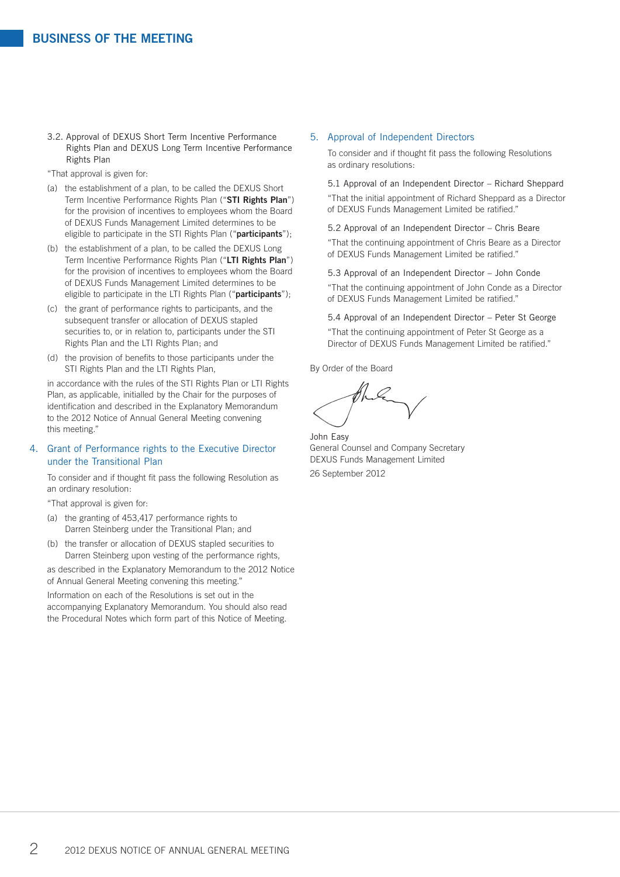## BUSINESS OF THE MEETING

3.2. Approval of DEXUS Short Term Incentive Performance Rights Plan and DEXUS Long Term Incentive Performance Rights Plan

"That approval is given for:

(a) the establishment of a plan, to be called the DEXUS Short Term Incentive Performance Rights Plan ("**STI Rights Plan**") for the provision of incentives to employees whom the Board of DEXUS Funds Management Limited determines to be eligible to participate in the STI Rights Plan ("**participants**");

(b) the establishment of a plan, to be called the DEXUS Long Term Incentive Performance Rights Plan ("**LTI Rights Plan**") for the provision of incentives to employees whom the Board of DEXUS Funds Management Limited determines to be eligible to participate in the LTI Rights Plan ("**participants**");

(c) the grant of performance rights to participants, and the subsequent transfer or allocation of DEXUS stapled securities to, or in relation to, participants under the STI Rights Plan and the LTI Rights Plan; and

(d) the provision of benefits to those participants under the STI Rights Plan and the LTI Rights Plan,

in accordance with the rules of the STI Rights Plan or LTI Rights Plan, as applicable, initialled by the Chair for the purposes of identification and described in the Explanatory Memorandum to the 2012 Notice of Annual General Meeting convening this meeting."

### 4. Grant of Performance rights to the Executive Director under the Transitional Plan

To consider and if thought fit pass the following Resolution as an ordinary resolution:

"That approval is given for:

(a) the granting of 453,417 performance rights to Darren Steinberg under the Transitional Plan; and

(b) the transfer or allocation of DEXUS stapled securities to Darren Steinberg upon vesting of the performance rights,

as described in the Explanatory Memorandum to the 2012 Notice of Annual General Meeting convening this meeting."

Information on each of the Resolutions is set out in the accompanying Explanatory Memorandum. You should also read the Procedural Notes which form part of this Notice of Meeting.

### 5. Approval of Independent Directors

To consider and if thought fit pass the following Resolutions as ordinary resolutions:

5.1 Approval of an Independent Director – Richard Sheppard

"That the initial appointment of Richard Sheppard as a Director of DEXUS Funds Management Limited be ratified."

5.2 Approval of an Independent Director – Chris Beare

"That the continuing appointment of Chris Beare as a Director of DEXUS Funds Management Limited be ratified."

5.3 Approval of an Independent Director – John Conde

"That the continuing appointment of John Conde as a Director of DEXUS Funds Management Limited be ratified."

5.4 Approval of an Independent Director – Peter St George

"That the continuing appointment of Peter St George as a Director of DEXUS Funds Management Limited be ratified."

By Order of the Board

John Easy
General Counsel and Company Secretary
DEXUS Funds Management Limited

26 September 2012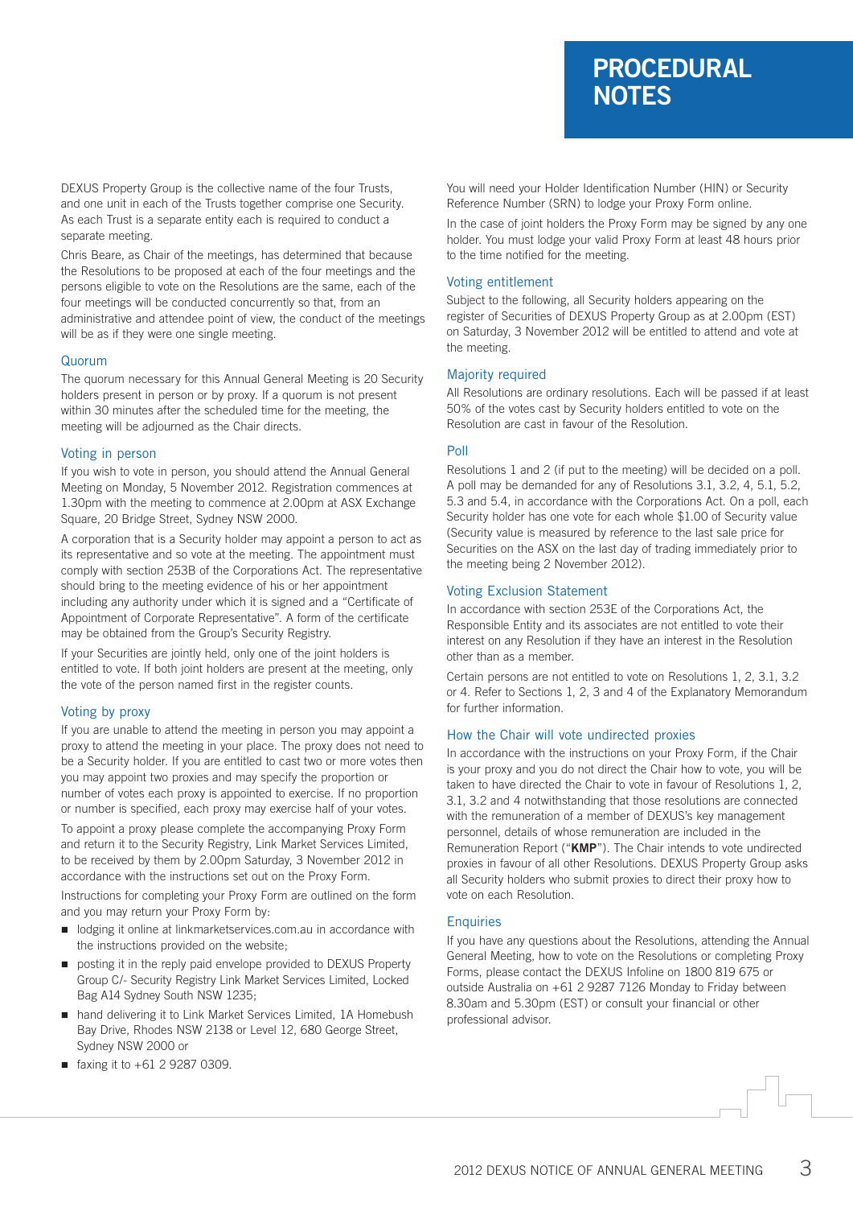# PROCEDURAL NOTES

DEXUS Property Group is the collective name of the four Trusts, and one unit in each of the Trusts together comprise one Security. As each Trust is a separate entity each is required to conduct a separate meeting.

Chris Beare, as Chair of the meetings, has determined that because the Resolutions to be proposed at each of the four meetings and the persons eligible to vote on the Resolutions are the same, each of the four meetings will be conducted concurrently so that, from an administrative and attendee point of view, the conduct of the meetings will be as if they were one single meeting.

## Quorum

The quorum necessary for this Annual General Meeting is 20 Security holders present in person or by proxy. If a quorum is not present within 30 minutes after the scheduled time for the meeting, the meeting will be adjourned as the Chair directs.

## Voting in person

If you wish to vote in person, you should attend the Annual General Meeting on Monday, 5 November 2012. Registration commences at 1.30pm with the meeting to commence at 2.00pm at ASX Exchange Square, 20 Bridge Street, Sydney NSW 2000.

A corporation that is a Security holder may appoint a person to act as its representative and so vote at the meeting. The appointment must comply with section 253B of the Corporations Act. The representative should bring to the meeting evidence of his or her appointment including any authority under which it is signed and a "Certificate of Appointment of Corporate Representative". A form of the certificate may be obtained from the Group's Security Registry.

If your Securities are jointly held, only one of the joint holders is entitled to vote. If both joint holders are present at the meeting, only the vote of the person named first in the register counts.

## Voting by proxy

If you are unable to attend the meeting in person you may appoint a proxy to attend the meeting in your place. The proxy does not need to be a Security holder. If you are entitled to cast two or more votes then you may appoint two proxies and may specify the proportion or number of votes each proxy is appointed to exercise. If no proportion or number is specified, each proxy may exercise half of your votes.

To appoint a proxy please complete the accompanying Proxy Form and return it to the Security Registry, Link Market Services Limited, to be received by them by 2.00pm Saturday, 3 November 2012 in accordance with the instructions set out on the Proxy Form.

Instructions for completing your Proxy Form are outlined on the form and you may return your Proxy Form by:

- lodging it online at linkmarketservices.com.au in accordance with the instructions provided on the website;
- posting it in the reply paid envelope provided to DEXUS Property Group C/- Security Registry Link Market Services Limited, Locked Bag A14 Sydney South NSW 1235;
- hand delivering it to Link Market Services Limited, 1A Homebush Bay Drive, Rhodes NSW 2138 or Level 12, 680 George Street, Sydney NSW 2000 or
- faxing it to +61 2 9287 0309.

You will need your Holder Identification Number (HIN) or Security Reference Number (SRN) to lodge your Proxy Form online.

In the case of joint holders the Proxy Form may be signed by any one holder. You must lodge your valid Proxy Form at least 48 hours prior to the time notified for the meeting.

## Voting entitlement

Subject to the following, all Security holders appearing on the register of Securities of DEXUS Property Group as at 2.00pm (EST) on Saturday, 3 November 2012 will be entitled to attend and vote at the meeting.

## Majority required

All Resolutions are ordinary resolutions. Each will be passed if at least 50% of the votes cast by Security holders entitled to vote on the Resolution are cast in favour of the Resolution.

## Poll

Resolutions 1 and 2 (if put to the meeting) will be decided on a poll. A poll may be demanded for any of Resolutions 3.1, 3.2, 4, 5.1, 5.2, 5.3 and 5.4, in accordance with the Corporations Act. On a poll, each Security holder has one vote for each whole $1.00 of Security value (Security value is measured by reference to the last sale price for Securities on the ASX on the last day of trading immediately prior to the meeting being 2 November 2012).

## Voting Exclusion Statement

In accordance with section 253E of the Corporations Act, the Responsible Entity and its associates are not entitled to vote their interest on any Resolution if they have an interest in the Resolution other than as a member.

Certain persons are not entitled to vote on Resolutions 1, 2, 3.1, 3.2 or 4. Refer to Sections 1, 2, 3 and 4 of the Explanatory Memorandum for further information.

## How the Chair will vote undirected proxies

In accordance with the instructions on your Proxy Form, if the Chair is your proxy and you do not direct the Chair how to vote, you will be taken to have directed the Chair to vote in favour of Resolutions 1, 2, 3.1, 3.2 and 4 notwithstanding that those resolutions are connected with the remuneration of a member of DEXUS's key management personnel, details of whose remuneration are included in the Remuneration Report ("**KMP**"). The Chair intends to vote undirected proxies in favour of all other Resolutions. DEXUS Property Group asks all Security holders who submit proxies to direct their proxy how to vote on each Resolution.

## Enquiries

If you have any questions about the Resolutions, attending the Annual General Meeting, how to vote on the Resolutions or completing Proxy Forms, please contact the DEXUS Infoline on 1800 819 675 or outside Australia on +61 2 9287 7126 Monday to Friday between 8.30am and 5.30pm (EST) or consult your financial or other professional advisor.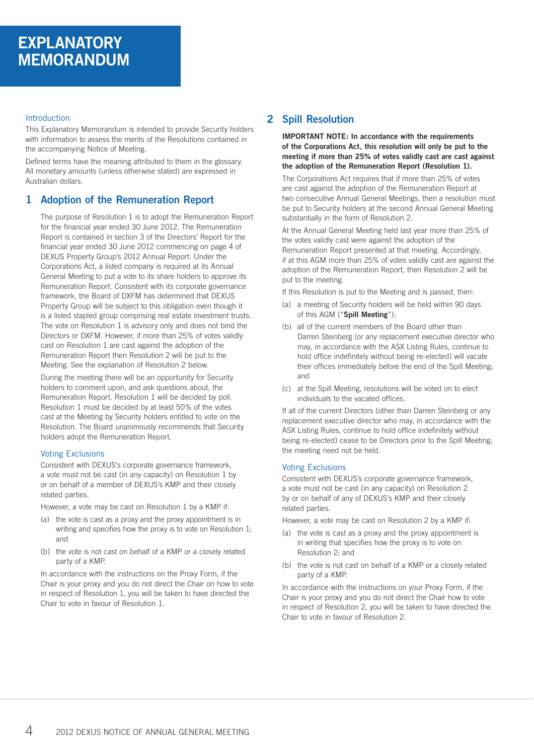# EXPLANATORY MEMORANDUM

### Introduction

This Explanatory Memorandum is intended to provide Security holders with information to assess the merits of the Resolutions contained in the accompanying Notice of Meeting.

Defined terms have the meaning attributed to them in the glossary. All monetary amounts (unless otherwise stated) are expressed in Australian dollars.

## 1 Adoption of the Remuneration Report

The purpose of Resolution 1 is to adopt the Remuneration Report for the financial year ended 30 June 2012. The Remuneration Report is contained in section 3 of the Directors' Report for the financial year ended 30 June 2012 commencing on page 4 of DEXUS Property Group's 2012 Annual Report. Under the Corporations Act, a listed company is required at its Annual General Meeting to put a vote to its share holders to approve its Remuneration Report. Consistent with its corporate governance framework, the Board of DXFM has determined that DEXUS Property Group will be subject to this obligation even though it is a listed stapled group comprising real estate investment trusts. The vote on Resolution 1 is advisory only and does not bind the Directors or DXFM. However, if more than 25% of votes validly cast on Resolution 1 are cast against the adoption of the Remuneration Report then Resolution 2 will be put to the Meeting. See the explanation of Resolution 2 below.

During the meeting there will be an opportunity for Security holders to comment upon, and ask questions about, the Remuneration Report. Resolution 1 will be decided by poll. Resolution 1 must be decided by at least 50% of the votes cast at the Meeting by Security holders entitled to vote on the Resolution. The Board unanimously recommends that Security holders adopt the Remuneration Report.

### Voting Exclusions

Consistent with DEXUS's corporate governance framework, a vote must not be cast (in any capacity) on Resolution 1 by or on behalf of a member of DEXUS's KMP and their closely related parties.

However, a vote may be cast on Resolution 1 by a KMP if:

(a) the vote is cast as a proxy and the proxy appointment is in writing and specifies how the proxy is to vote on Resolution 1; and

(b) the vote is not cast on behalf of a KMP or a closely related party of a KMP.

In accordance with the instructions on the Proxy Form, if the Chair is your proxy and you do not direct the Chair on how to vote in respect of Resolution 1, you will be taken to have directed the Chair to vote in favour of Resolution 1.

## 2 Spill Resolution

**IMPORTANT NOTE: In accordance with the requirements of the Corporations Act, this resolution will only be put to the meeting if more than 25% of votes validly cast are cast against the adoption of the Remuneration Report (Resolution 1).**

The Corporations Act requires that if more than 25% of votes are cast against the adoption of the Remuneration Report at two consecutive Annual General Meetings, then a resolution must be put to Security holders at the second Annual General Meeting substantially in the form of Resolution 2.

At the Annual General Meeting held last year more than 25% of the votes validly cast were against the adoption of the Remuneration Report presented at that meeting. Accordingly, if at this AGM more than 25% of votes validly cast are against the adoption of the Remuneration Report, then Resolution 2 will be put to the meeting.

If this Resolution is put to the Meeting and is passed, then:

(a) a meeting of Security holders will be held within 90 days of this AGM ("**Spill Meeting**");

(b) all of the current members of the Board other than Darren Steinberg (or any replacement executive director who may, in accordance with the ASX Listing Rules, continue to hold office indefinitely without being re-elected) will vacate their offices immediately before the end of the Spill Meeting; and

(c) at the Spill Meeting, resolutions will be voted on to elect individuals to the vacated offices.

If all of the current Directors (other than Darren Steinberg or any replacement executive director who may, in accordance with the ASX Listing Rules, continue to hold office indefinitely without being re-elected) cease to be Directors prior to the Spill Meeting, the meeting need not be held.

### Voting Exclusions

Consistent with DEXUS's corporate governance framework, a vote must not be cast (in any capacity) on Resolution 2 by or on behalf of any of DEXUS's KMP and their closely related parties.

However, a vote may be cast on Resolution 2 by a KMP if:

(a) the vote is cast as a proxy and the proxy appointment is in writing that specifies how the proxy is to vote on Resolution 2; and

(b) the vote is not cast on behalf of a KMP or a closely related party of a KMP.

In accordance with the instructions on your Proxy Form, if the Chair is your proxy and you do not direct the Chair how to vote in respect of Resolution 2, you will be taken to have directed the Chair to vote in favour of Resolution 2.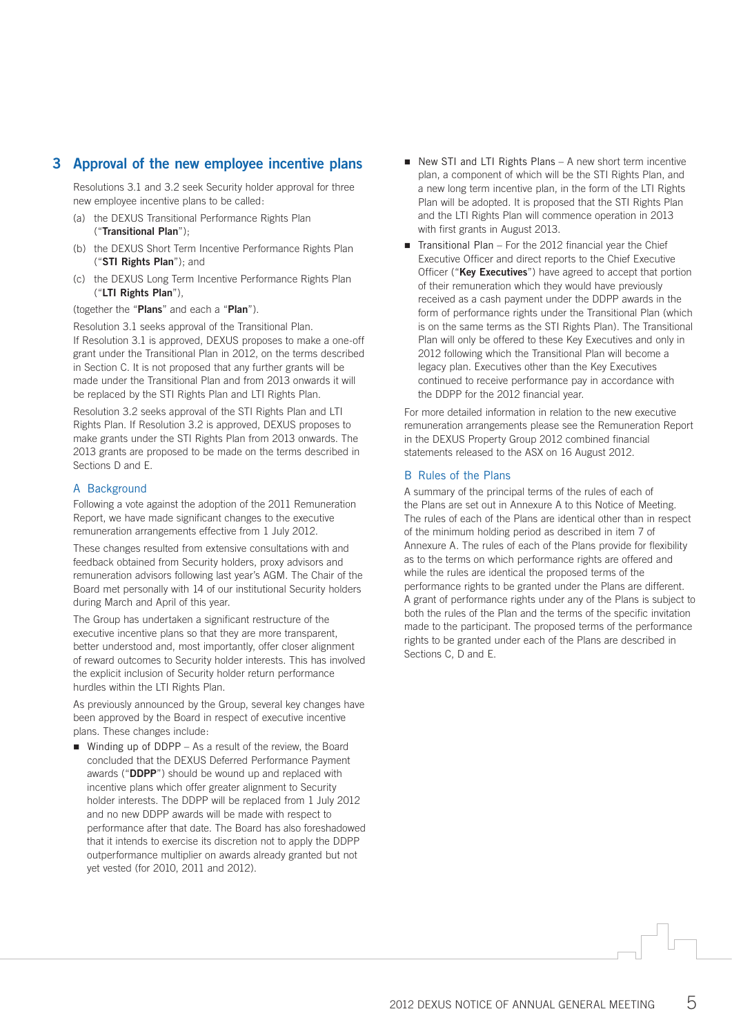## 3 Approval of the new employee incentive plans

Resolutions 3.1 and 3.2 seek Security holder approval for three new employee incentive plans to be called:

(a) the DEXUS Transitional Performance Rights Plan ("**Transitional Plan**");

(b) the DEXUS Short Term Incentive Performance Rights Plan ("**STI Rights Plan**"); and

(c) the DEXUS Long Term Incentive Performance Rights Plan ("**LTI Rights Plan**"),

(together the "**Plans**" and each a "**Plan**").

Resolution 3.1 seeks approval of the Transitional Plan. If Resolution 3.1 is approved, DEXUS proposes to make a one-off grant under the Transitional Plan in 2012, on the terms described in Section C. It is not proposed that any further grants will be made under the Transitional Plan and from 2013 onwards it will be replaced by the STI Rights Plan and LTI Rights Plan.

Resolution 3.2 seeks approval of the STI Rights Plan and LTI Rights Plan. If Resolution 3.2 is approved, DEXUS proposes to make grants under the STI Rights Plan from 2013 onwards. The 2013 grants are proposed to be made on the terms described in Sections D and E.

### A Background

Following a vote against the adoption of the 2011 Remuneration Report, we have made significant changes to the executive remuneration arrangements effective from 1 July 2012.

These changes resulted from extensive consultations with and feedback obtained from Security holders, proxy advisors and remuneration advisors following last year's AGM. The Chair of the Board met personally with 14 of our institutional Security holders during March and April of this year.

The Group has undertaken a significant restructure of the executive incentive plans so that they are more transparent, better understood and, most importantly, offer closer alignment of reward outcomes to Security holder interests. This has involved the explicit inclusion of Security holder return performance hurdles within the LTI Rights Plan.

As previously announced by the Group, several key changes have been approved by the Board in respect of executive incentive plans. These changes include:

- Winding up of DDPP – As a result of the review, the Board concluded that the DEXUS Deferred Performance Payment awards ("**DDPP**") should be wound up and replaced with incentive plans which offer greater alignment to Security holder interests. The DDPP will be replaced from 1 July 2012 and no new DDPP awards will be made with respect to performance after that date. The Board has also foreshadowed that it intends to exercise its discretion not to apply the DDPP outperformance multiplier on awards already granted but not yet vested (for 2010, 2011 and 2012).
- New STI and LTI Rights Plans – A new short term incentive plan, a component of which will be the STI Rights Plan, and a new long term incentive plan, in the form of the LTI Rights Plan will be adopted. It is proposed that the STI Rights Plan and the LTI Rights Plan will commence operation in 2013 with first grants in August 2013.
- Transitional Plan – For the 2012 financial year the Chief Executive Officer and direct reports to the Chief Executive Officer ("**Key Executives**") have agreed to accept that portion of their remuneration which they would have previously received as a cash payment under the DDPP awards in the form of performance rights under the Transitional Plan (which is on the same terms as the STI Rights Plan). The Transitional Plan will only be offered to these Key Executives and only in 2012 following which the Transitional Plan will become a legacy plan. Executives other than the Key Executives continued to receive performance pay in accordance with the DDPP for the 2012 financial year.

For more detailed information in relation to the new executive remuneration arrangements please see the Remuneration Report in the DEXUS Property Group 2012 combined financial statements released to the ASX on 16 August 2012.

### B Rules of the Plans

A summary of the principal terms of the rules of each of the Plans are set out in Annexure A to this Notice of Meeting. The rules of each of the Plans are identical other than in respect of the minimum holding period as described in item 7 of Annexure A. The rules of each of the Plans provide for flexibility as to the terms on which performance rights are offered and while the rules are identical the proposed terms of the performance rights to be granted under the Plans are different. A grant of performance rights under any of the Plans is subject to both the rules of the Plan and the terms of the specific invitation made to the participant. The proposed terms of the performance rights to be granted under each of the Plans are described in Sections C, D and E.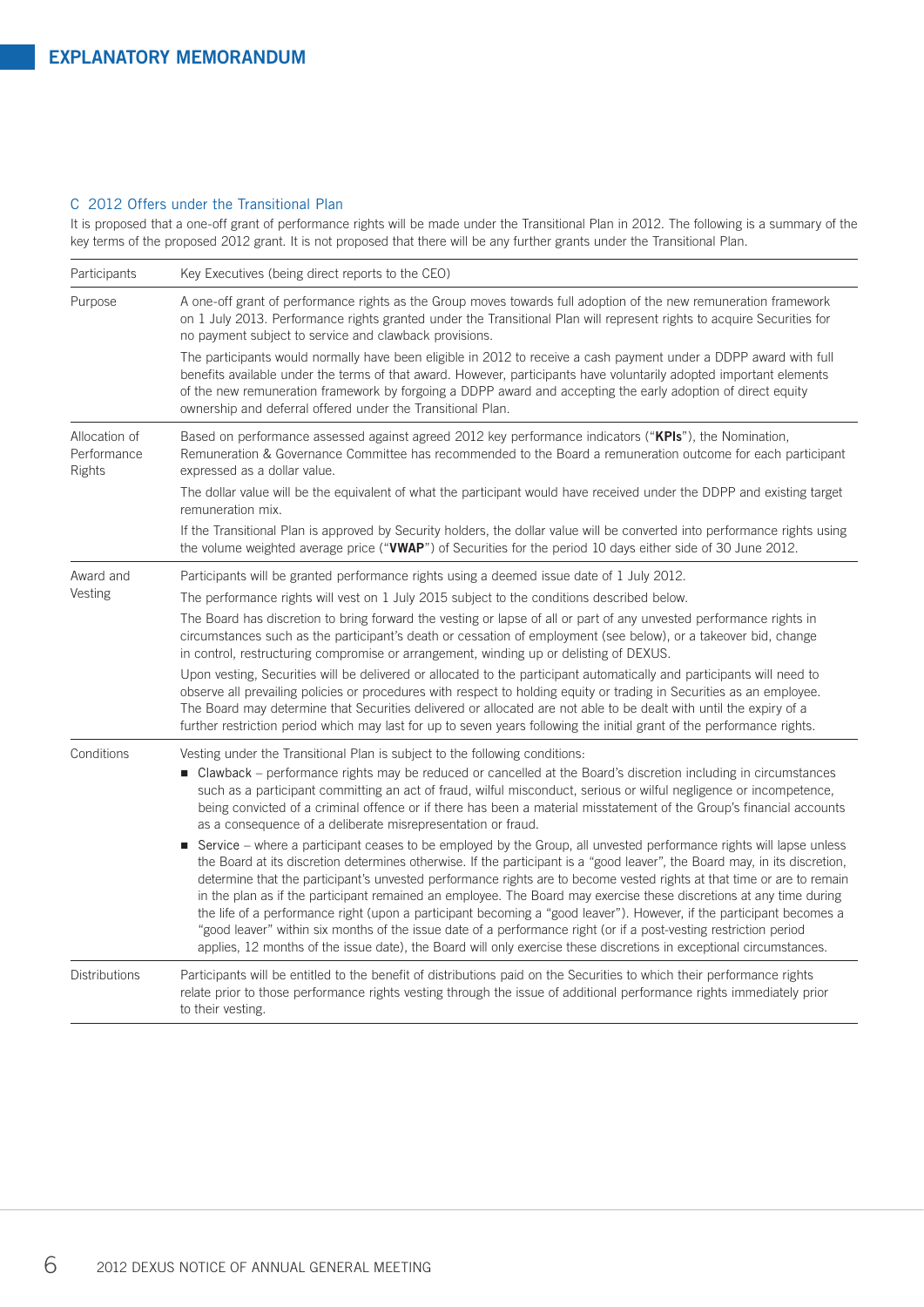# EXPLANATORY MEMORANDUM

## C 2012 Offers under the Transitional Plan

It is proposed that a one-off grant of performance rights will be made under the Transitional Plan in 2012. The following is a summary of the key terms of the proposed 2012 grant. It is not proposed that there will be any further grants under the Transitional Plan.

| | |
|---|---|
| Participants | Key Executives (being direct reports to the CEO) |
| Purpose | A one-off grant of performance rights as the Group moves towards full adoption of the new remuneration framework on 1 July 2013. Performance rights granted under the Transitional Plan will represent rights to acquire Securities for no payment subject to service and clawback provisions.<br><br>The participants would normally have been eligible in 2012 to receive a cash payment under a DDPP award with full benefits available under the terms of that award. However, participants have voluntarily adopted important elements of the new remuneration framework by forgoing a DDPP award and accepting the early adoption of direct equity ownership and deferral offered under the Transitional Plan. |
| Allocation of Performance Rights | Based on performance assessed against agreed 2012 key performance indicators ("**KPIs**"), the Nomination, Remuneration & Governance Committee has recommended to the Board a remuneration outcome for each participant expressed as a dollar value.<br><br>The dollar value will be the equivalent of what the participant would have received under the DDPP and existing target remuneration mix.<br><br>If the Transitional Plan is approved by Security holders, the dollar value will be converted into performance rights using the volume weighted average price ("**VWAP**") of Securities for the period 10 days either side of 30 June 2012. |
| Award and Vesting | Participants will be granted performance rights using a deemed issue date of 1 July 2012.<br><br>The performance rights will vest on 1 July 2015 subject to the conditions described below.<br><br>The Board has discretion to bring forward the vesting or lapse of all or part of any unvested performance rights in circumstances such as the participant's death or cessation of employment (see below), or a takeover bid, change in control, restructuring compromise or arrangement, winding up or delisting of DEXUS.<br><br>Upon vesting, Securities will be delivered or allocated to the participant automatically and participants will need to observe all prevailing policies or procedures with respect to holding equity or trading in Securities as an employee. The Board may determine that Securities delivered or allocated are not able to be dealt with until the expiry of a further restriction period which may last for up to seven years following the initial grant of the performance rights. |
| Conditions | Vesting under the Transitional Plan is subject to the following conditions:<br><br>■ Clawback – performance rights may be reduced or cancelled at the Board's discretion including in circumstances such as a participant committing an act of fraud, wilful misconduct, serious or wilful negligence or incompetence, being convicted of a criminal offence or if there has been a material misstatement of the Group's financial accounts as a consequence of a deliberate misrepresentation or fraud.<br><br>■ Service – where a participant ceases to be employed by the Group, all unvested performance rights will lapse unless the Board at its discretion determines otherwise. If the participant is a "good leaver", the Board may, in its discretion, determine that the participant's unvested performance rights are to become vested rights at that time or are to remain in the plan as if the participant remained an employee. The Board may exercise these discretions at any time during the life of a performance right (upon a participant becoming a "good leaver"). However, if the participant becomes a "good leaver" within six months of the issue date of a performance right (or if a post-vesting restriction period applies, 12 months of the issue date), the Board will only exercise these discretions in exceptional circumstances. |
| Distributions | Participants will be entitled to the benefit of distributions paid on the Securities to which their performance rights relate prior to those performance rights vesting through the issue of additional performance rights immediately prior to their vesting. |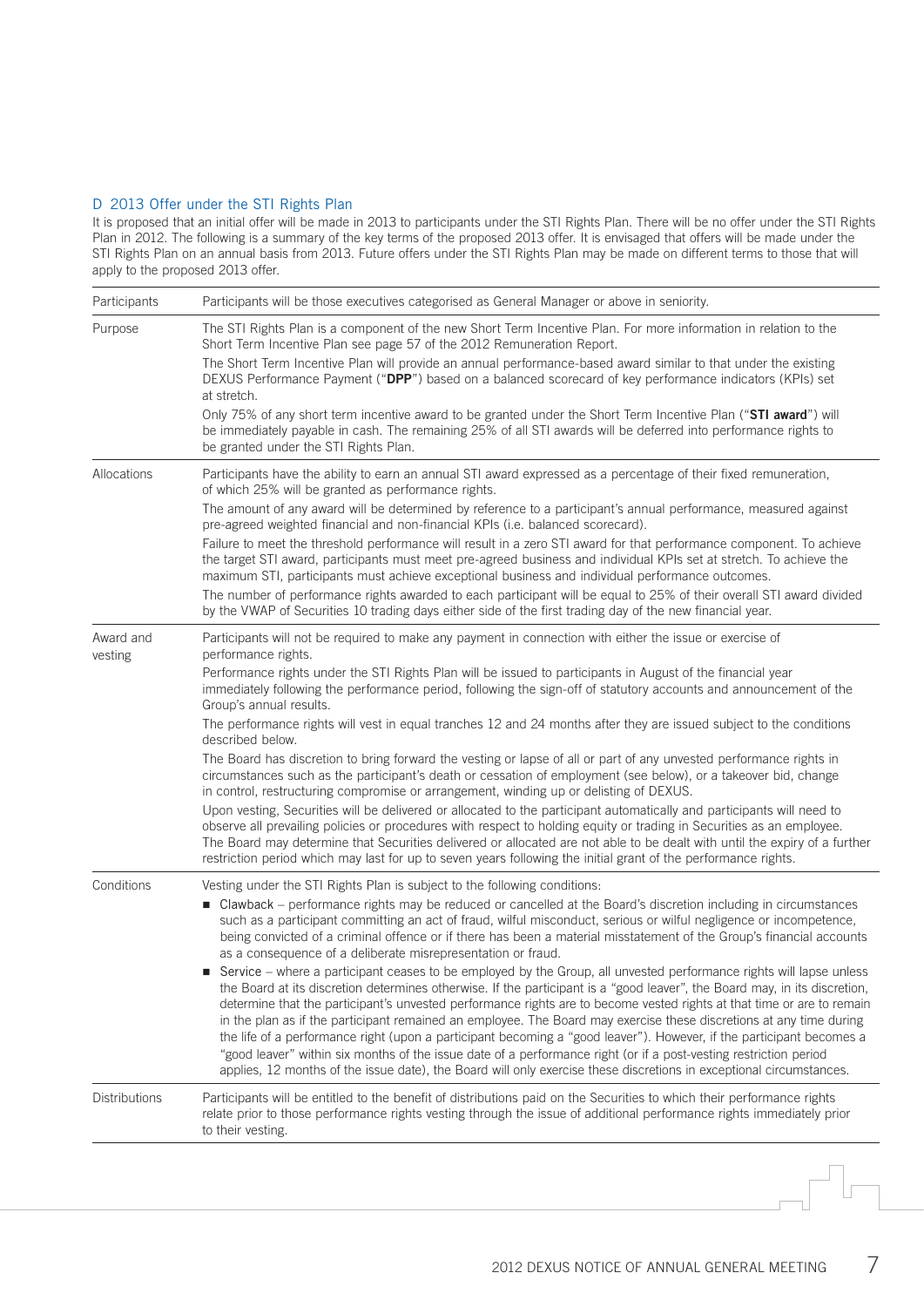## D 2013 Offer under the STI Rights Plan

It is proposed that an initial offer will be made in 2013 to participants under the STI Rights Plan. There will be no offer under the STI Rights Plan in 2012. The following is a summary of the key terms of the proposed 2013 offer. It is envisaged that offers will be made under the STI Rights Plan on an annual basis from 2013. Future offers under the STI Rights Plan may be made on different terms to those that will apply to the proposed 2013 offer.

| | |
|---|---|
| Participants | Participants will be those executives categorised as General Manager or above in seniority. |
| Purpose | The STI Rights Plan is a component of the new Short Term Incentive Plan. For more information in relation to the Short Term Incentive Plan see page 57 of the 2012 Remuneration Report.<br>The Short Term Incentive Plan will provide an annual performance-based award similar to that under the existing DEXUS Performance Payment ("**DPP**") based on a balanced scorecard of key performance indicators (KPIs) set at stretch.<br>Only 75% of any short term incentive award to be granted under the Short Term Incentive Plan ("**STI award**") will be immediately payable in cash. The remaining 25% of all STI awards will be deferred into performance rights to be granted under the STI Rights Plan. |
| Allocations | Participants have the ability to earn an annual STI award expressed as a percentage of their fixed remuneration, of which 25% will be granted as performance rights.<br>The amount of any award will be determined by reference to a participant's annual performance, measured against pre-agreed weighted financial and non-financial KPIs (i.e. balanced scorecard).<br>Failure to meet the threshold performance will result in a zero STI award for that performance component. To achieve the target STI award, participants must meet pre-agreed business and individual KPIs set at stretch. To achieve the maximum STI, participants must achieve exceptional business and individual performance outcomes.<br>The number of performance rights awarded to each participant will be equal to 25% of their overall STI award divided by the VWAP of Securities 10 trading days either side of the first trading day of the new financial year. |
| Award and vesting | Participants will not be required to make any payment in connection with either the issue or exercise of performance rights.<br>Performance rights under the STI Rights Plan will be issued to participants in August of the financial year immediately following the performance period, following the sign-off of statutory accounts and announcement of the Group's annual results.<br>The performance rights will vest in equal tranches 12 and 24 months after they are issued subject to the conditions described below.<br>The Board has discretion to bring forward the vesting or lapse of all or part of any unvested performance rights in circumstances such as the participant's death or cessation of employment (see below), or a takeover bid, change in control, restructuring compromise or arrangement, winding up or delisting of DEXUS.<br>Upon vesting, Securities will be delivered or allocated to the participant automatically and participants will need to observe all prevailing policies or procedures with respect to holding equity or trading in Securities as an employee. The Board may determine that Securities delivered or allocated are not able to be dealt with until the expiry of a further restriction period which may last for up to seven years following the initial grant of the performance rights. |
| Conditions | Vesting under the STI Rights Plan is subject to the following conditions:<br>■ Clawback – performance rights may be reduced or cancelled at the Board's discretion including in circumstances such as a participant committing an act of fraud, wilful misconduct, serious or wilful negligence or incompetence, being convicted of a criminal offence or if there has been a material misstatement of the Group's financial accounts as a consequence of a deliberate misrepresentation or fraud.<br>■ Service – where a participant ceases to be employed by the Group, all unvested performance rights will lapse unless the Board at its discretion determines otherwise. If the participant is a "good leaver", the Board may, in its discretion, determine that the participant's unvested performance rights are to become vested rights at that time or are to remain in the plan as if the participant remained an employee. The Board may exercise these discretions at any time during the life of a performance right (upon a participant becoming a "good leaver"). However, if the participant becomes a "good leaver" within six months of the issue date of a performance right (or if a post-vesting restriction period applies, 12 months of the issue date), the Board will only exercise these discretions in exceptional circumstances. |
| Distributions | Participants will be entitled to the benefit of distributions paid on the Securities to which their performance rights relate prior to those performance rights vesting through the issue of additional performance rights immediately prior to their vesting. |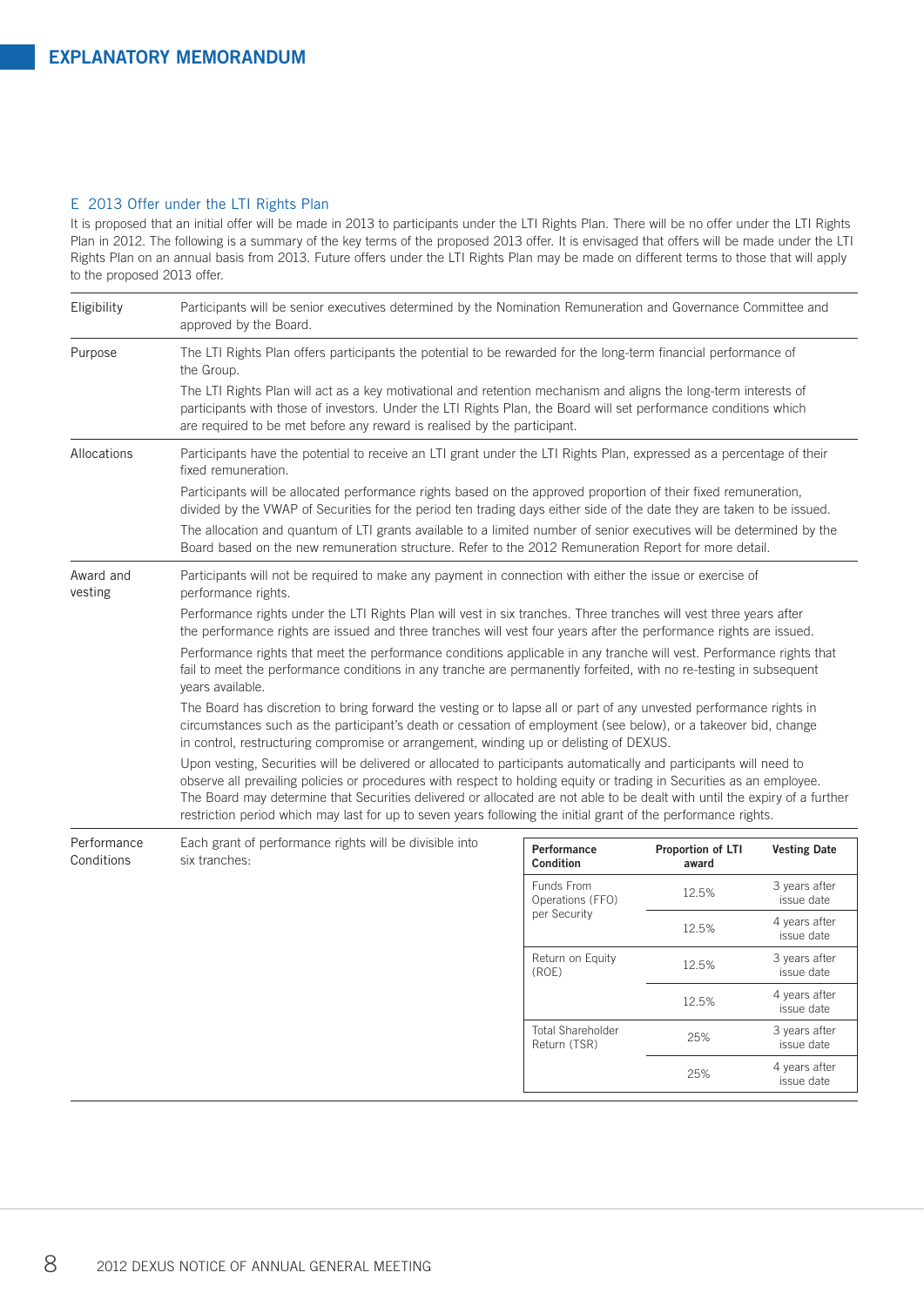## EXPLANATORY MEMORANDUM

### E 2013 Offer under the LTI Rights Plan

It is proposed that an initial offer will be made in 2013 to participants under the LTI Rights Plan. There will be no offer under the LTI Rights Plan in 2012. The following is a summary of the key terms of the proposed 2013 offer. It is envisaged that offers will be made under the LTI Rights Plan on an annual basis from 2013. Future offers under the LTI Rights Plan may be made on different terms to those that will apply to the proposed 2013 offer.

**Eligibility**

Participants will be senior executives determined by the Nomination Remuneration and Governance Committee and approved by the Board.

**Purpose**

The LTI Rights Plan offers participants the potential to be rewarded for the long-term financial performance of the Group.

The LTI Rights Plan will act as a key motivational and retention mechanism and aligns the long-term interests of participants with those of investors. Under the LTI Rights Plan, the Board will set performance conditions which are required to be met before any reward is realised by the participant.

**Allocations**

Participants have the potential to receive an LTI grant under the LTI Rights Plan, expressed as a percentage of their fixed remuneration.

Participants will be allocated performance rights based on the approved proportion of their fixed remuneration, divided by the VWAP of Securities for the period ten trading days either side of the date they are taken to be issued.

The allocation and quantum of LTI grants available to a limited number of senior executives will be determined by the Board based on the new remuneration structure. Refer to the 2012 Remuneration Report for more detail.

**Award and vesting**

Participants will not be required to make any payment in connection with either the issue or exercise of performance rights.

Performance rights under the LTI Rights Plan will vest in six tranches. Three tranches will vest three years after the performance rights are issued and three tranches will vest four years after the performance rights are issued.

Performance rights that meet the performance conditions applicable in any tranche will vest. Performance rights that fail to meet the performance conditions in any tranche are permanently forfeited, with no re-testing in subsequent years available.

The Board has discretion to bring forward the vesting or to lapse all or part of any unvested performance rights in circumstances such as the participant's death or cessation of employment (see below), or a takeover bid, change in control, restructuring compromise or arrangement, winding up or delisting of DEXUS.

Upon vesting, Securities will be delivered or allocated to participants automatically and participants will need to observe all prevailing policies or procedures with respect to holding equity or trading in Securities as an employee. The Board may determine that Securities delivered or allocated are not able to be dealt with until the expiry of a further restriction period which may last for up to seven years following the initial grant of the performance rights.

**Performance Conditions**

Each grant of performance rights will be divisible into six tranches:

| Performance Condition | Proportion of LTI award | Vesting Date |
|---|---|---|
| Funds From Operations (FFO) per Security | 12.5% | 3 years after issue date |
| | 12.5% | 4 years after issue date |
| Return on Equity (ROE) | 12.5% | 3 years after issue date |
| | 12.5% | 4 years after issue date |
| Total Shareholder Return (TSR) | 25% | 3 years after issue date |
| | 25% | 4 years after issue date |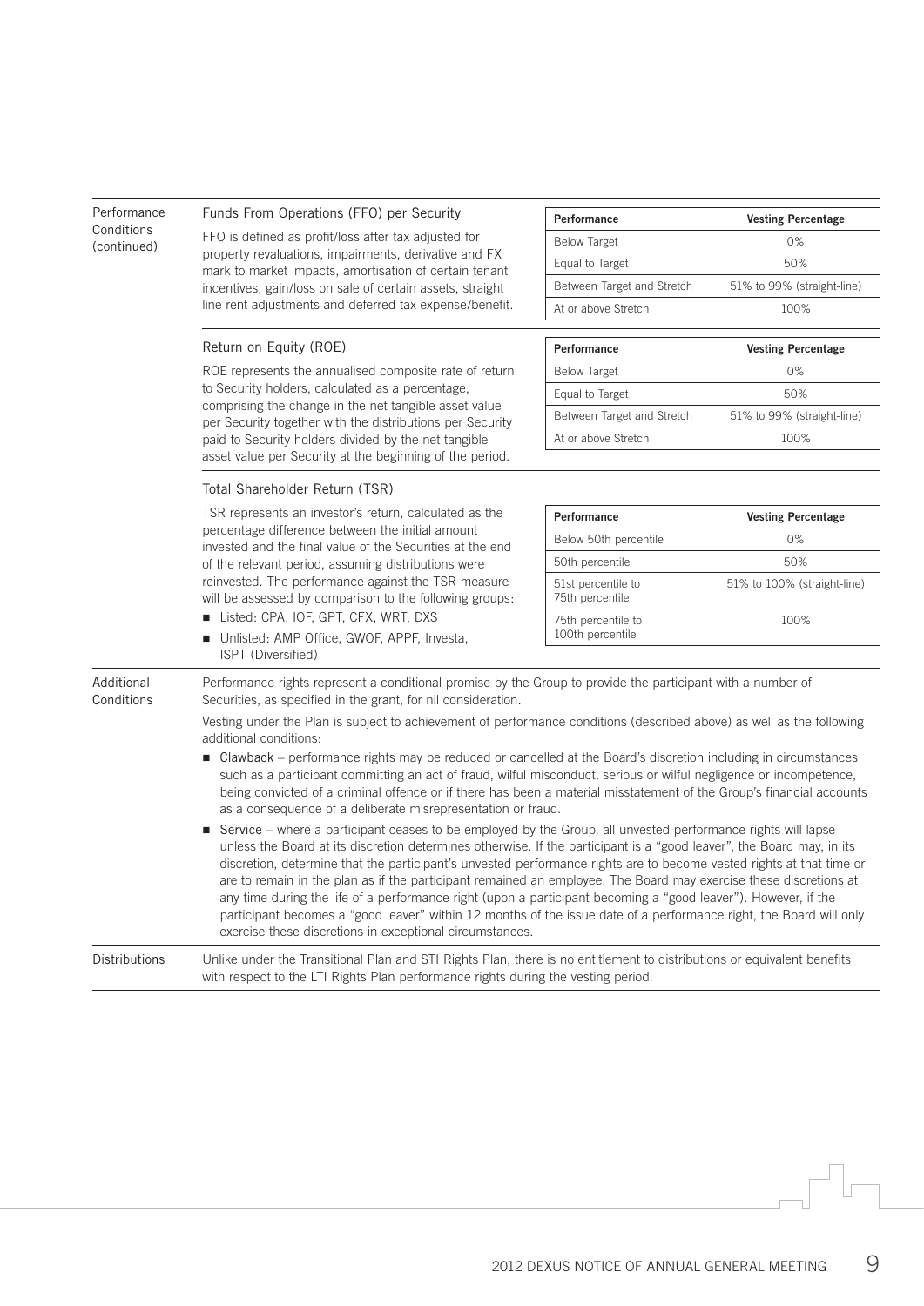## Performance Conditions (continued)

### Funds From Operations (FFO) per Security

FFO is defined as profit/loss after tax adjusted for property revaluations, impairments, derivative and FX mark to market impacts, amortisation of certain tenant incentives, gain/loss on sale of certain assets, straight line rent adjustments and deferred tax expense/benefit.

| Performance | Vesting Percentage |
|---|---|
| Below Target | 0% |
| Equal to Target | 50% |
| Between Target and Stretch | 51% to 99% (straight-line) |
| At or above Stretch | 100% |

### Return on Equity (ROE)

ROE represents the annualised composite rate of return to Security holders, calculated as a percentage, comprising the change in the net tangible asset value per Security together with the distributions per Security paid to Security holders divided by the net tangible asset value per Security at the beginning of the period.

| Performance | Vesting Percentage |
|---|---|
| Below Target | 0% |
| Equal to Target | 50% |
| Between Target and Stretch | 51% to 99% (straight-line) |
| At or above Stretch | 100% |

### Total Shareholder Return (TSR)

TSR represents an investor's return, calculated as the percentage difference between the initial amount invested and the final value of the Securities at the end of the relevant period, assuming distributions were reinvested. The performance against the TSR measure will be assessed by comparison to the following groups:

- Listed: CPA, IOF, GPT, CFX, WRT, DXS
- Unlisted: AMP Office, GWOF, APPF, Investa, ISPT (Diversified)

| Performance | Vesting Percentage |
|---|---|
| Below 50th percentile | 0% |
| 50th percentile | 50% |
| 51st percentile to 75th percentile | 51% to 100% (straight-line) |
| 75th percentile to 100th percentile | 100% |

## Additional Conditions

Performance rights represent a conditional promise by the Group to provide the participant with a number of Securities, as specified in the grant, for nil consideration.

Vesting under the Plan is subject to achievement of performance conditions (described above) as well as the following additional conditions:

- Clawback – performance rights may be reduced or cancelled at the Board's discretion including in circumstances such as a participant committing an act of fraud, wilful misconduct, serious or wilful negligence or incompetence, being convicted of a criminal offence or if there has been a material misstatement of the Group's financial accounts as a consequence of a deliberate misrepresentation or fraud.
- Service – where a participant ceases to be employed by the Group, all unvested performance rights will lapse unless the Board at its discretion determines otherwise. If the participant is a "good leaver", the Board may, in its discretion, determine that the participant's unvested performance rights are to become vested rights at that time or are to remain in the plan as if the participant remained an employee. The Board may exercise these discretions at any time during the life of a performance right (upon a participant becoming a "good leaver"). However, if the participant becomes a "good leaver" within 12 months of the issue date of a performance right, the Board will only exercise these discretions in exceptional circumstances.

## Distributions

Unlike under the Transitional Plan and STI Rights Plan, there is no entitlement to distributions or equivalent benefits with respect to the LTI Rights Plan performance rights during the vesting period.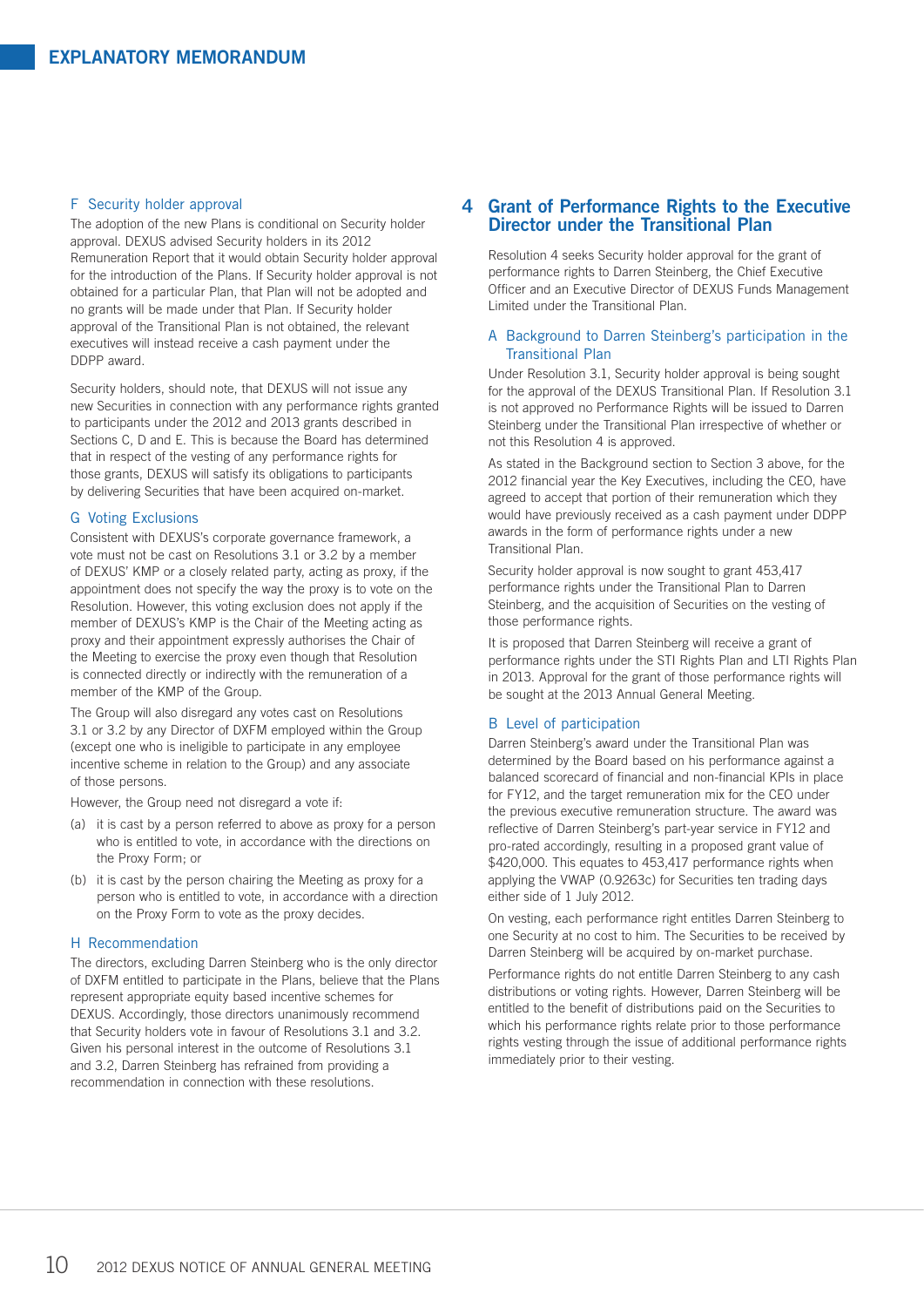### F Security holder approval

The adoption of the new Plans is conditional on Security holder approval. DEXUS advised Security holders in its 2012 Remuneration Report that it would obtain Security holder approval for the introduction of the Plans. If Security holder approval is not obtained for a particular Plan, that Plan will not be adopted and no grants will be made under that Plan. If Security holder approval of the Transitional Plan is not obtained, the relevant executives will instead receive a cash payment under the DDPP award.

Security holders, should note, that DEXUS will not issue any new Securities in connection with any performance rights granted to participants under the 2012 and 2013 grants described in Sections C, D and E. This is because the Board has determined that in respect of the vesting of any performance rights for those grants, DEXUS will satisfy its obligations to participants by delivering Securities that have been acquired on-market.

### G Voting Exclusions

Consistent with DEXUS's corporate governance framework, a vote must not be cast on Resolutions 3.1 or 3.2 by a member of DEXUS' KMP or a closely related party, acting as proxy, if the appointment does not specify the way the proxy is to vote on the Resolution. However, this voting exclusion does not apply if the member of DEXUS's KMP is the Chair of the Meeting acting as proxy and their appointment expressly authorises the Chair of the Meeting to exercise the proxy even though that Resolution is connected directly or indirectly with the remuneration of a member of the KMP of the Group.

The Group will also disregard any votes cast on Resolutions 3.1 or 3.2 by any Director of DXFM employed within the Group (except one who is ineligible to participate in any employee incentive scheme in relation to the Group) and any associate of those persons.

However, the Group need not disregard a vote if:

(a) it is cast by a person referred to above as proxy for a person who is entitled to vote, in accordance with the directions on the Proxy Form; or

(b) it is cast by the person chairing the Meeting as proxy for a person who is entitled to vote, in accordance with a direction on the Proxy Form to vote as the proxy decides.

### H Recommendation

The directors, excluding Darren Steinberg who is the only director of DXFM entitled to participate in the Plans, believe that the Plans represent appropriate equity based incentive schemes for DEXUS. Accordingly, those directors unanimously recommend that Security holders vote in favour of Resolutions 3.1 and 3.2. Given his personal interest in the outcome of Resolutions 3.1 and 3.2, Darren Steinberg has refrained from providing a recommendation in connection with these resolutions.

## 4 Grant of Performance Rights to the Executive Director under the Transitional Plan

Resolution 4 seeks Security holder approval for the grant of performance rights to Darren Steinberg, the Chief Executive Officer and an Executive Director of DEXUS Funds Management Limited under the Transitional Plan.

### A Background to Darren Steinberg's participation in the Transitional Plan

Under Resolution 3.1, Security holder approval is being sought for the approval of the DEXUS Transitional Plan. If Resolution 3.1 is not approved no Performance Rights will be issued to Darren Steinberg under the Transitional Plan irrespective of whether or not this Resolution 4 is approved.

As stated in the Background section to Section 3 above, for the 2012 financial year the Key Executives, including the CEO, have agreed to accept that portion of their remuneration which they would have previously received as a cash payment under DDPP awards in the form of performance rights under a new Transitional Plan.

Security holder approval is now sought to grant 453,417 performance rights under the Transitional Plan to Darren Steinberg, and the acquisition of Securities on the vesting of those performance rights.

It is proposed that Darren Steinberg will receive a grant of performance rights under the STI Rights Plan and LTI Rights Plan in 2013. Approval for the grant of those performance rights will be sought at the 2013 Annual General Meeting.

### B Level of participation

Darren Steinberg's award under the Transitional Plan was determined by the Board based on his performance against a balanced scorecard of financial and non-financial KPIs in place for FY12, and the target remuneration mix for the CEO under the previous executive remuneration structure. The award was reflective of Darren Steinberg's part-year service in FY12 and pro-rated accordingly, resulting in a proposed grant value of $420,000. This equates to 453,417 performance rights when applying the VWAP (0.9263c) for Securities ten trading days either side of 1 July 2012.

On vesting, each performance right entitles Darren Steinberg to one Security at no cost to him. The Securities to be received by Darren Steinberg will be acquired by on-market purchase.

Performance rights do not entitle Darren Steinberg to any cash distributions or voting rights. However, Darren Steinberg will be entitled to the benefit of distributions paid on the Securities to which his performance rights relate prior to those performance rights vesting through the issue of additional performance rights immediately prior to their vesting.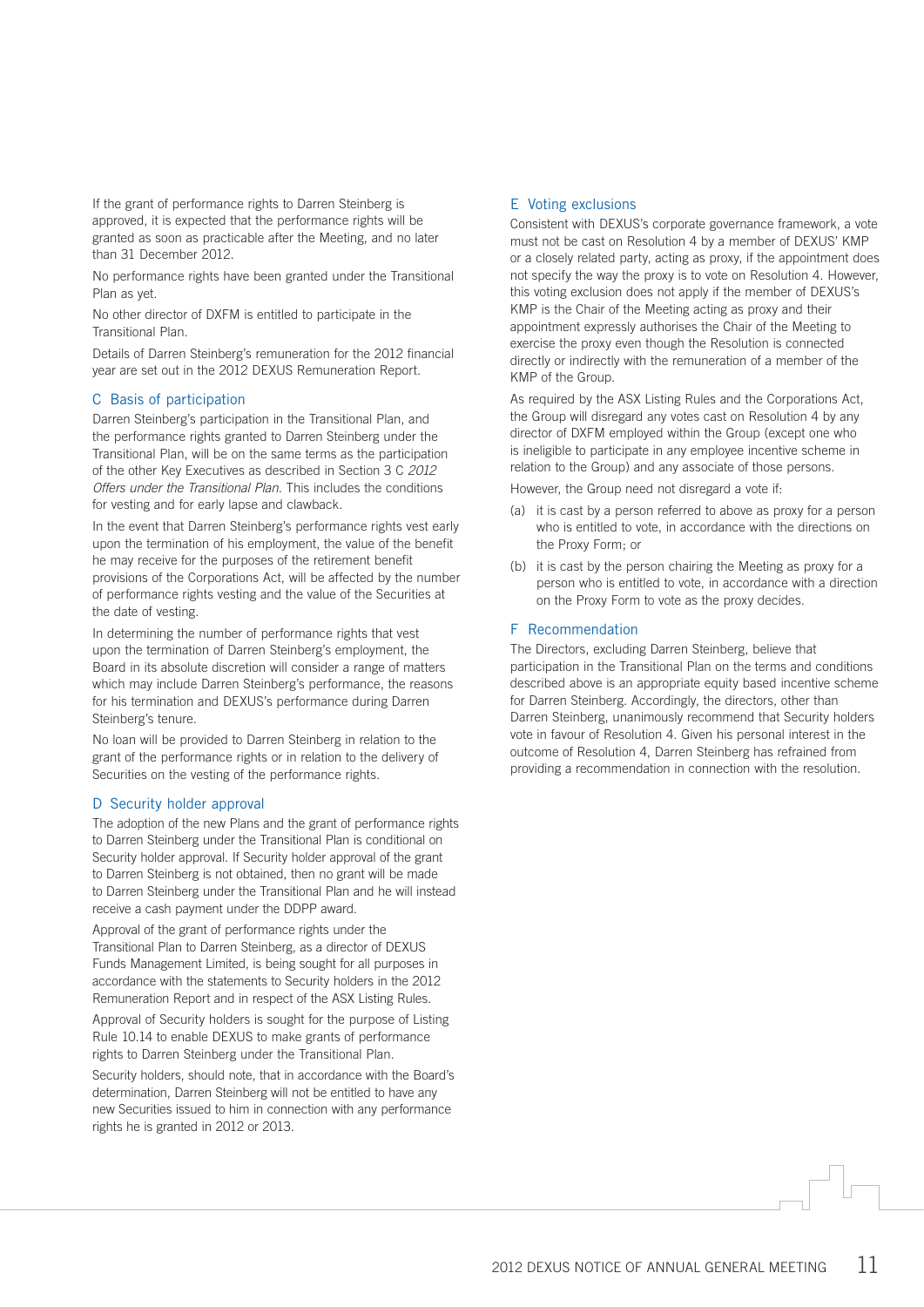If the grant of performance rights to Darren Steinberg is approved, it is expected that the performance rights will be granted as soon as practicable after the Meeting, and no later than 31 December 2012.

No performance rights have been granted under the Transitional Plan as yet.

No other director of DXFM is entitled to participate in the Transitional Plan.

Details of Darren Steinberg's remuneration for the 2012 financial year are set out in the 2012 DEXUS Remuneration Report.

### C Basis of participation

Darren Steinberg's participation in the Transitional Plan, and the performance rights granted to Darren Steinberg under the Transitional Plan, will be on the same terms as the participation of the other Key Executives as described in Section 3 C *2012 Offers under the Transitional Plan*. This includes the conditions for vesting and for early lapse and clawback.

In the event that Darren Steinberg's performance rights vest early upon the termination of his employment, the value of the benefit he may receive for the purposes of the retirement benefit provisions of the Corporations Act, will be affected by the number of performance rights vesting and the value of the Securities at the date of vesting.

In determining the number of performance rights that vest upon the termination of Darren Steinberg's employment, the Board in its absolute discretion will consider a range of matters which may include Darren Steinberg's performance, the reasons for his termination and DEXUS's performance during Darren Steinberg's tenure.

No loan will be provided to Darren Steinberg in relation to the grant of the performance rights or in relation to the delivery of Securities on the vesting of the performance rights.

### D Security holder approval

The adoption of the new Plans and the grant of performance rights to Darren Steinberg under the Transitional Plan is conditional on Security holder approval. If Security holder approval of the grant to Darren Steinberg is not obtained, then no grant will be made to Darren Steinberg under the Transitional Plan and he will instead receive a cash payment under the DDPP award.

Approval of the grant of performance rights under the Transitional Plan to Darren Steinberg, as a director of DEXUS Funds Management Limited, is being sought for all purposes in accordance with the statements to Security holders in the 2012 Remuneration Report and in respect of the ASX Listing Rules.

Approval of Security holders is sought for the purpose of Listing Rule 10.14 to enable DEXUS to make grants of performance rights to Darren Steinberg under the Transitional Plan.

Security holders, should note, that in accordance with the Board's determination, Darren Steinberg will not be entitled to have any new Securities issued to him in connection with any performance rights he is granted in 2012 or 2013.

### E Voting exclusions

Consistent with DEXUS's corporate governance framework, a vote must not be cast on Resolution 4 by a member of DEXUS' KMP or a closely related party, acting as proxy, if the appointment does not specify the way the proxy is to vote on Resolution 4. However, this voting exclusion does not apply if the member of DEXUS's KMP is the Chair of the Meeting acting as proxy and their appointment expressly authorises the Chair of the Meeting to exercise the proxy even though the Resolution is connected directly or indirectly with the remuneration of a member of the KMP of the Group.

As required by the ASX Listing Rules and the Corporations Act, the Group will disregard any votes cast on Resolution 4 by any director of DXFM employed within the Group (except one who is ineligible to participate in any employee incentive scheme in relation to the Group) and any associate of those persons.

However, the Group need not disregard a vote if:

(a) it is cast by a person referred to above as proxy for a person who is entitled to vote, in accordance with the directions on the Proxy Form; or

(b) it is cast by the person chairing the Meeting as proxy for a person who is entitled to vote, in accordance with a direction on the Proxy Form to vote as the proxy decides.

### F Recommendation

The Directors, excluding Darren Steinberg, believe that participation in the Transitional Plan on the terms and conditions described above is an appropriate equity based incentive scheme for Darren Steinberg. Accordingly, the directors, other than Darren Steinberg, unanimously recommend that Security holders vote in favour of Resolution 4. Given his personal interest in the outcome of Resolution 4, Darren Steinberg has refrained from providing a recommendation in connection with the resolution.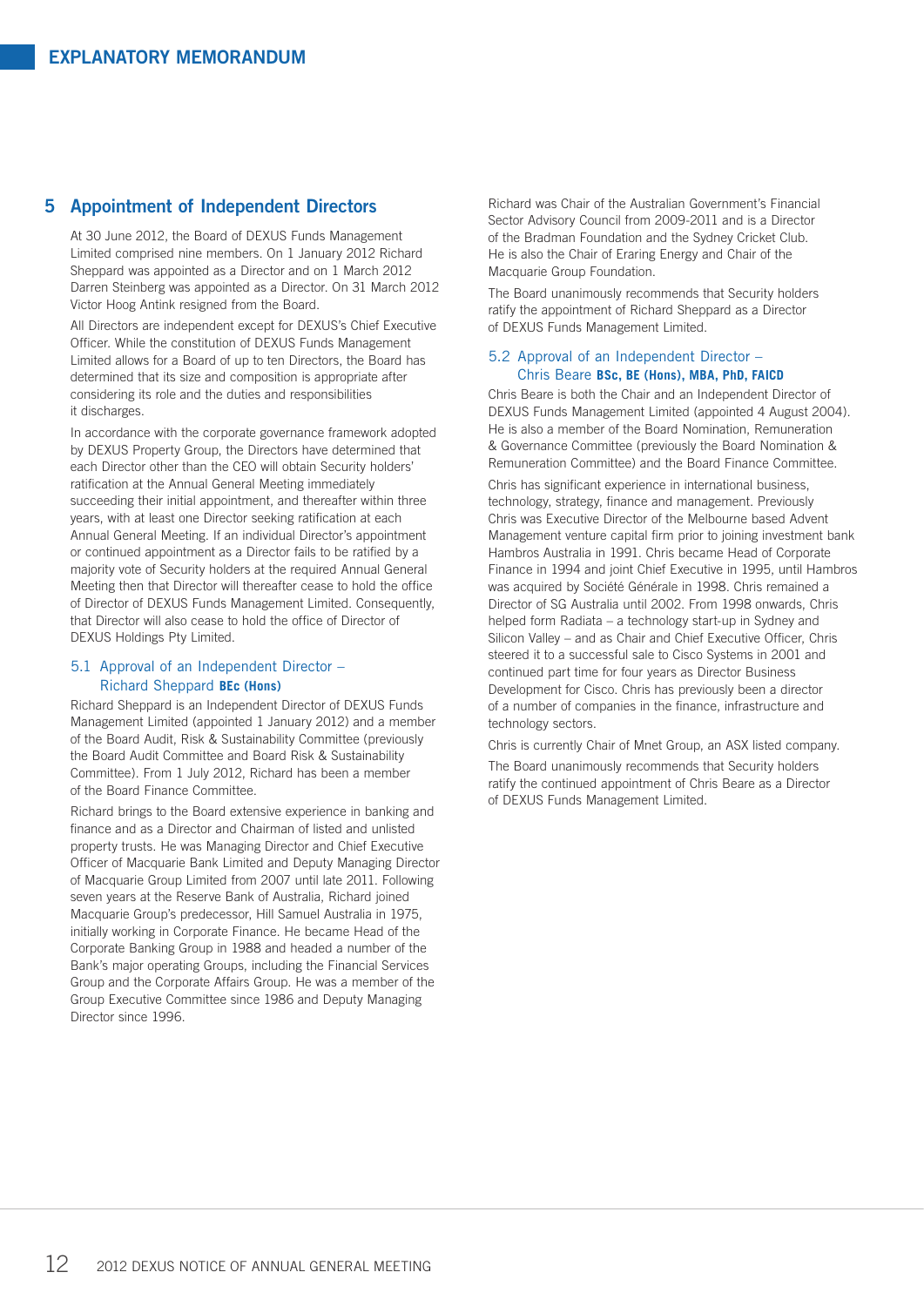## 5 Appointment of Independent Directors

At 30 June 2012, the Board of DEXUS Funds Management Limited comprised nine members. On 1 January 2012 Richard Sheppard was appointed as a Director and on 1 March 2012 Darren Steinberg was appointed as a Director. On 31 March 2012 Victor Hoog Antink resigned from the Board.

All Directors are independent except for DEXUS's Chief Executive Officer. While the constitution of DEXUS Funds Management Limited allows for a Board of up to ten Directors, the Board has determined that its size and composition is appropriate after considering its role and the duties and responsibilities it discharges.

In accordance with the corporate governance framework adopted by DEXUS Property Group, the Directors have determined that each Director other than the CEO will obtain Security holders' ratification at the Annual General Meeting immediately succeeding their initial appointment, and thereafter within three years, with at least one Director seeking ratification at each Annual General Meeting. If an individual Director's appointment or continued appointment as a Director fails to be ratified by a majority vote of Security holders at the required Annual General Meeting then that Director will thereafter cease to hold the office of Director of DEXUS Funds Management Limited. Consequently, that Director will also cease to hold the office of Director of DEXUS Holdings Pty Limited.

### 5.1 Approval of an Independent Director – Richard Sheppard **BEc (Hons)**

Richard Sheppard is an Independent Director of DEXUS Funds Management Limited (appointed 1 January 2012) and a member of the Board Audit, Risk & Sustainability Committee (previously the Board Audit Committee and Board Risk & Sustainability Committee). From 1 July 2012, Richard has been a member of the Board Finance Committee.

Richard brings to the Board extensive experience in banking and finance and as a Director and Chairman of listed and unlisted property trusts. He was Managing Director and Chief Executive Officer of Macquarie Bank Limited and Deputy Managing Director of Macquarie Group Limited from 2007 until late 2011. Following seven years at the Reserve Bank of Australia, Richard joined Macquarie Group's predecessor, Hill Samuel Australia in 1975, initially working in Corporate Finance. He became Head of the Corporate Banking Group in 1988 and headed a number of the Bank's major operating Groups, including the Financial Services Group and the Corporate Affairs Group. He was a member of the Group Executive Committee since 1986 and Deputy Managing Director since 1996.

Richard was Chair of the Australian Government's Financial Sector Advisory Council from 2009-2011 and is a Director of the Bradman Foundation and the Sydney Cricket Club. He is also the Chair of Eraring Energy and Chair of the Macquarie Group Foundation.

The Board unanimously recommends that Security holders ratify the appointment of Richard Sheppard as a Director of DEXUS Funds Management Limited.

### 5.2 Approval of an Independent Director – Chris Beare **BSc, BE (Hons), MBA, PhD, FAICD**

Chris Beare is both the Chair and an Independent Director of DEXUS Funds Management Limited (appointed 4 August 2004). He is also a member of the Board Nomination, Remuneration & Governance Committee (previously the Board Nomination & Remuneration Committee) and the Board Finance Committee.

Chris has significant experience in international business, technology, strategy, finance and management. Previously Chris was Executive Director of the Melbourne based Advent Management venture capital firm prior to joining investment bank Hambros Australia in 1991. Chris became Head of Corporate Finance in 1994 and joint Chief Executive in 1995, until Hambros was acquired by Société Générale in 1998. Chris remained a Director of SG Australia until 2002. From 1998 onwards, Chris helped form Radiata – a technology start-up in Sydney and Silicon Valley – and as Chair and Chief Executive Officer, Chris steered it to a successful sale to Cisco Systems in 2001 and continued part time for four years as Director Business Development for Cisco. Chris has previously been a director of a number of companies in the finance, infrastructure and technology sectors.

Chris is currently Chair of Mnet Group, an ASX listed company.

The Board unanimously recommends that Security holders ratify the continued appointment of Chris Beare as a Director of DEXUS Funds Management Limited.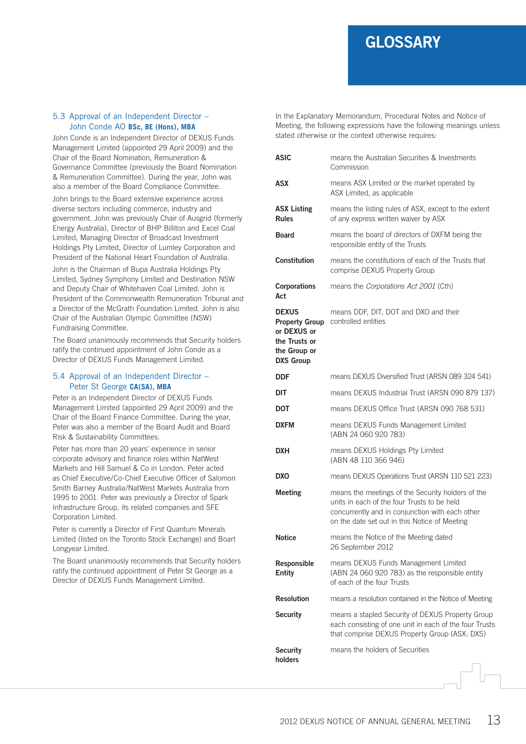### 5.3 Approval of an Independent Director – John Conde AO **BSc, BE (Hons), MBA**

John Conde is an Independent Director of DEXUS Funds Management Limited (appointed 29 April 2009) and the Chair of the Board Nomination, Remuneration & Governance Committee (previously the Board Nomination & Remuneration Committee). During the year, John was also a member of the Board Compliance Committee.

John brings to the Board extensive experience across diverse sectors including commerce, industry and government. John was previously Chair of Ausgrid (formerly Energy Australia), Director of BHP Billiton and Excel Coal Limited, Managing Director of Broadcast Investment Holdings Pty Limited, Director of Lumley Corporation and President of the National Heart Foundation of Australia.

John is the Chairman of Bupa Australia Holdings Pty Limited, Sydney Symphony Limited and Destination NSW and Deputy Chair of Whitehaven Coal Limited. John is President of the Commonwealth Remuneration Tribunal and a Director of the McGrath Foundation Limited. John is also Chair of the Australian Olympic Committee (NSW) Fundraising Committee.

The Board unanimously recommends that Security holders ratify the continued appointment of John Conde as a Director of DEXUS Funds Management Limited.

### 5.4 Approval of an Independent Director – Peter St George **CA(SA), MBA**

Peter is an Independent Director of DEXUS Funds Management Limited (appointed 29 April 2009) and the Chair of the Board Finance Committee. During the year, Peter was also a member of the Board Audit and Board Risk & Sustainability Committees.

Peter has more than 20 years' experience in senior corporate advisory and finance roles within NatWest Markets and Hill Samuel & Co in London. Peter acted as Chief Executive/Co-Chief Executive Officer of Salomon Smith Barney Australia/NatWest Markets Australia from 1995 to 2001. Peter was previously a Director of Spark Infrastructure Group, its related companies and SFE Corporation Limited.

Peter is currently a Director of First Quantum Minerals Limited (listed on the Toronto Stock Exchange) and Boart Longyear Limited.

The Board unanimously recommends that Security holders ratify the continued appointment of Peter St George as a Director of DEXUS Funds Management Limited.

# GLOSSARY

In the Explanatory Memorandum, Procedural Notes and Notice of Meeting, the following expressions have the following meanings unless stated otherwise or the context otherwise requires:

| Term | Meaning |
|---|---|
| **ASIC** | means the Australian Securities & Investments Commission |
| **ASX** | means ASX Limited or the market operated by ASX Limited, as applicable |
| **ASX Listing Rules** | means the listing rules of ASX, except to the extent of any express written waiver by ASX |
| **Board** | means the board of directors of DXFM being the responsible entity of the Trusts |
| **Constitution** | means the constitutions of each of the Trusts that comprise DEXUS Property Group |
| **Corporations Act** | means the *Corporations Act 2001* (Cth) |
| **DEXUS Property Group or DEXUS or the Trusts or the Group or DXS Group** | means DDF, DIT, DOT and DXO and their controlled entities |
| **DDF** | means DEXUS Diversified Trust (ARSN 089 324 541) |
| **DIT** | means DEXUS Industrial Trust (ARSN 090 879 137) |
| **DOT** | means DEXUS Office Trust (ARSN 090 768 531) |
| **DXFM** | means DEXUS Funds Management Limited (ABN 24 060 920 783) |
| **DXH** | means DEXUS Holdings Pty Limited (ABN 48 110 366 946) |
| **DXO** | means DEXUS Operations Trust (ARSN 110 521 223) |
| **Meeting** | means the meetings of the Security holders of the units in each of the four Trusts to be held concurrently and in conjunction with each other on the date set out in this Notice of Meeting |
| **Notice** | means the Notice of the Meeting dated 26 September 2012 |
| **Responsible Entity** | means DEXUS Funds Management Limited (ABN 24 060 920 783) as the responsible entity of each of the four Trusts |
| **Resolution** | means a resolution contained in the Notice of Meeting |
| **Security** | means a stapled Security of DEXUS Property Group each consisting of one unit in each of the four Trusts that comprise DEXUS Property Group (ASX: DXS) |
| **Security holders** | means the holders of Securities |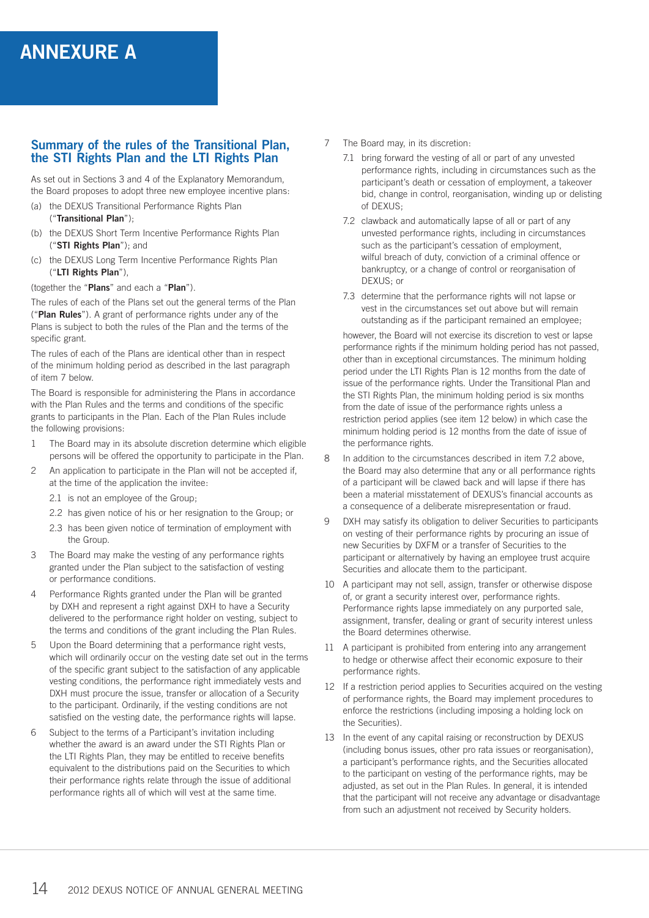# ANNEXURE A

## Summary of the rules of the Transitional Plan, the STI Rights Plan and the LTI Rights Plan

As set out in Sections 3 and 4 of the Explanatory Memorandum, the Board proposes to adopt three new employee incentive plans:

(a) the DEXUS Transitional Performance Rights Plan ("**Transitional Plan**");

(b) the DEXUS Short Term Incentive Performance Rights Plan ("**STI Rights Plan**"); and

(c) the DEXUS Long Term Incentive Performance Rights Plan ("**LTI Rights Plan**"),

(together the "**Plans**" and each a "**Plan**").

The rules of each of the Plans set out the general terms of the Plan ("**Plan Rules**"). A grant of performance rights under any of the Plans is subject to both the rules of the Plan and the terms of the specific grant.

The rules of each of the Plans are identical other than in respect of the minimum holding period as described in the last paragraph of item 7 below.

The Board is responsible for administering the Plans in accordance with the Plan Rules and the terms and conditions of the specific grants to participants in the Plan. Each of the Plan Rules include the following provisions:

1. The Board may in its absolute discretion determine which eligible persons will be offered the opportunity to participate in the Plan.
2. An application to participate in the Plan will not be accepted if, at the time of the application the invitee:
   - 2.1 is not an employee of the Group;
   - 2.2 has given notice of his or her resignation to the Group; or
   - 2.3 has been given notice of termination of employment with the Group.
3. The Board may make the vesting of any performance rights granted under the Plan subject to the satisfaction of vesting or performance conditions.
4. Performance Rights granted under the Plan will be granted by DXH and represent a right against DXH to have a Security delivered to the performance right holder on vesting, subject to the terms and conditions of the grant including the Plan Rules.
5. Upon the Board determining that a performance right vests, which will ordinarily occur on the vesting date set out in the terms of the specific grant subject to the satisfaction of any applicable vesting conditions, the performance right immediately vests and DXH must procure the issue, transfer or allocation of a Security to the participant. Ordinarily, if the vesting conditions are not satisfied on the vesting date, the performance rights will lapse.
6. Subject to the terms of a Participant's invitation including whether the award is an award under the STI Rights Plan or the LTI Rights Plan, they may be entitled to receive benefits equivalent to the distributions paid on the Securities to which their performance rights relate through the issue of additional performance rights all of which will vest at the same time.
7. The Board may, in its discretion:
   - 7.1 bring forward the vesting of all or part of any unvested performance rights, including in circumstances such as the participant's death or cessation of employment, a takeover bid, change in control, reorganisation, winding up or delisting of DEXUS;
   - 7.2 clawback and automatically lapse of all or part of any unvested performance rights, including in circumstances such as the participant's cessation of employment, wilful breach of duty, conviction of a criminal offence or bankruptcy, or a change of control or reorganisation of DEXUS; or
   - 7.3 determine that the performance rights will not lapse or vest in the circumstances set out above but will remain outstanding as if the participant remained an employee;

   however, the Board will not exercise its discretion to vest or lapse performance rights if the minimum holding period has not passed, other than in exceptional circumstances. The minimum holding period under the LTI Rights Plan is 12 months from the date of issue of the performance rights. Under the Transitional Plan and the STI Rights Plan, the minimum holding period is six months from the date of issue of the performance rights unless a restriction period applies (see item 12 below) in which case the minimum holding period is 12 months from the date of issue of the performance rights.
8. In addition to the circumstances described in item 7.2 above, the Board may also determine that any or all performance rights of a participant will be clawed back and will lapse if there has been a material misstatement of DEXUS's financial accounts as a consequence of a deliberate misrepresentation or fraud.
9. DXH may satisfy its obligation to deliver Securities to participants on vesting of their performance rights by procuring an issue of new Securities by DXFM or a transfer of Securities to the participant or alternatively by having an employee trust acquire Securities and allocate them to the participant.
10. A participant may not sell, assign, transfer or otherwise dispose of, or grant a security interest over, performance rights. Performance rights lapse immediately on any purported sale, assignment, transfer, dealing or grant of security interest unless the Board determines otherwise.
11. A participant is prohibited from entering into any arrangement to hedge or otherwise affect their economic exposure to their performance rights.
12. If a restriction period applies to Securities acquired on the vesting of performance rights, the Board may implement procedures to enforce the restrictions (including imposing a holding lock on the Securities).
13. In the event of any capital raising or reconstruction by DEXUS (including bonus issues, other pro rata issues or reorganisation), a participant's performance rights, and the Securities allocated to the participant on vesting of the performance rights, may be adjusted, as set out in the Plan Rules. In general, it is intended that the participant will not receive any advantage or disadvantage from such an adjustment not received by Security holders.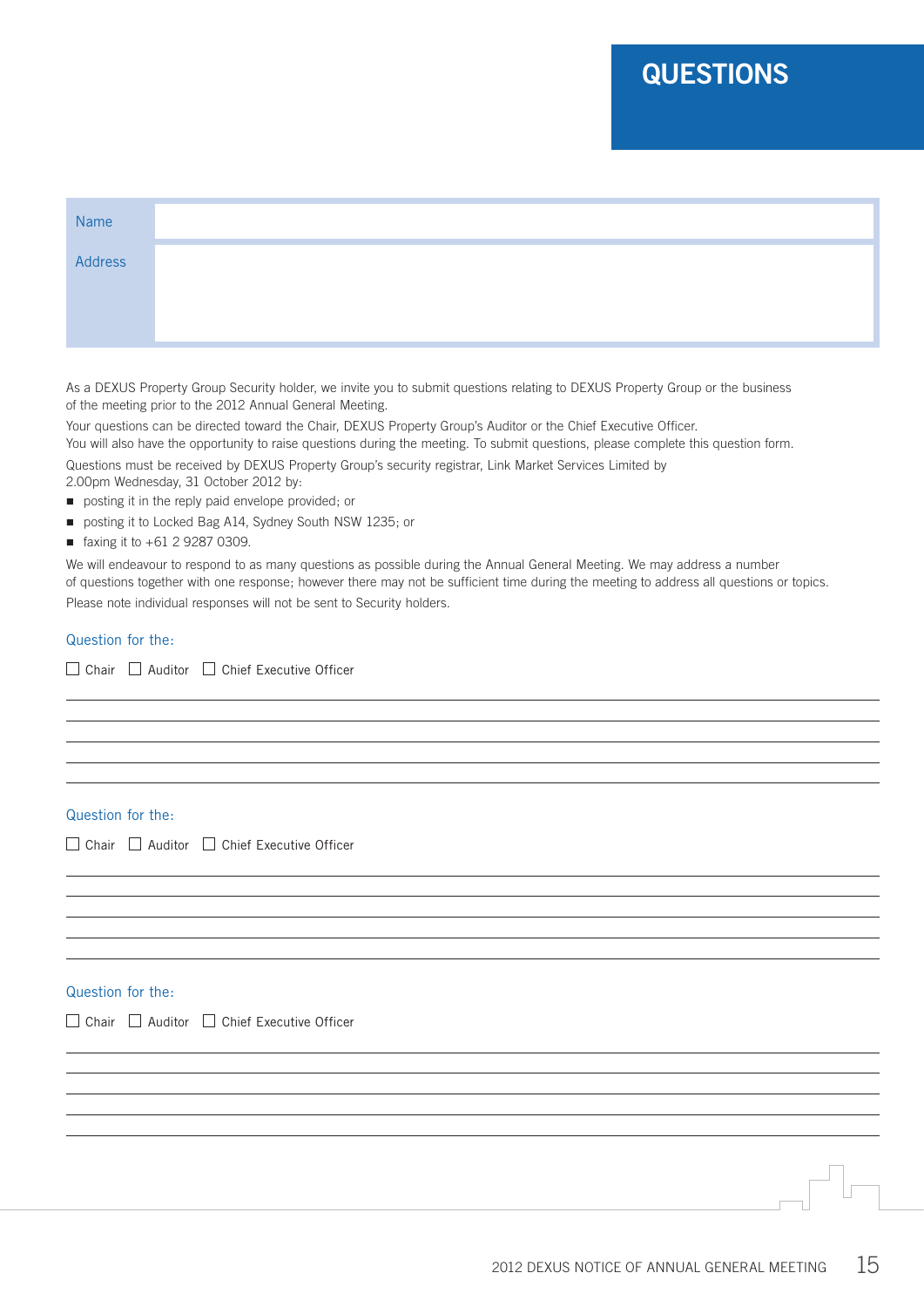# QUESTIONS

| Name | |
|---|---|
| Address | |

As a DEXUS Property Group Security holder, we invite you to submit questions relating to DEXUS Property Group or the business of the meeting prior to the 2012 Annual General Meeting.

Your questions can be directed toward the Chair, DEXUS Property Group's Auditor or the Chief Executive Officer. You will also have the opportunity to raise questions during the meeting. To submit questions, please complete this question form.

Questions must be received by DEXUS Property Group's security registrar, Link Market Services Limited by 2.00pm Wednesday, 31 October 2012 by:

- posting it in the reply paid envelope provided; or
- posting it to Locked Bag A14, Sydney South NSW 1235; or
- faxing it to +61 2 9287 0309.

We will endeavour to respond to as many questions as possible during the Annual General Meeting. We may address a number of questions together with one response; however there may not be sufficient time during the meeting to address all questions or topics. Please note individual responses will not be sent to Security holders.

Question for the:

☐ Chair ☐ Auditor ☐ Chief Executive Officer

Question for the:

☐ Chair ☐ Auditor ☐ Chief Executive Officer

Question for the:

☐ Chair ☐ Auditor ☐ Chief Executive Officer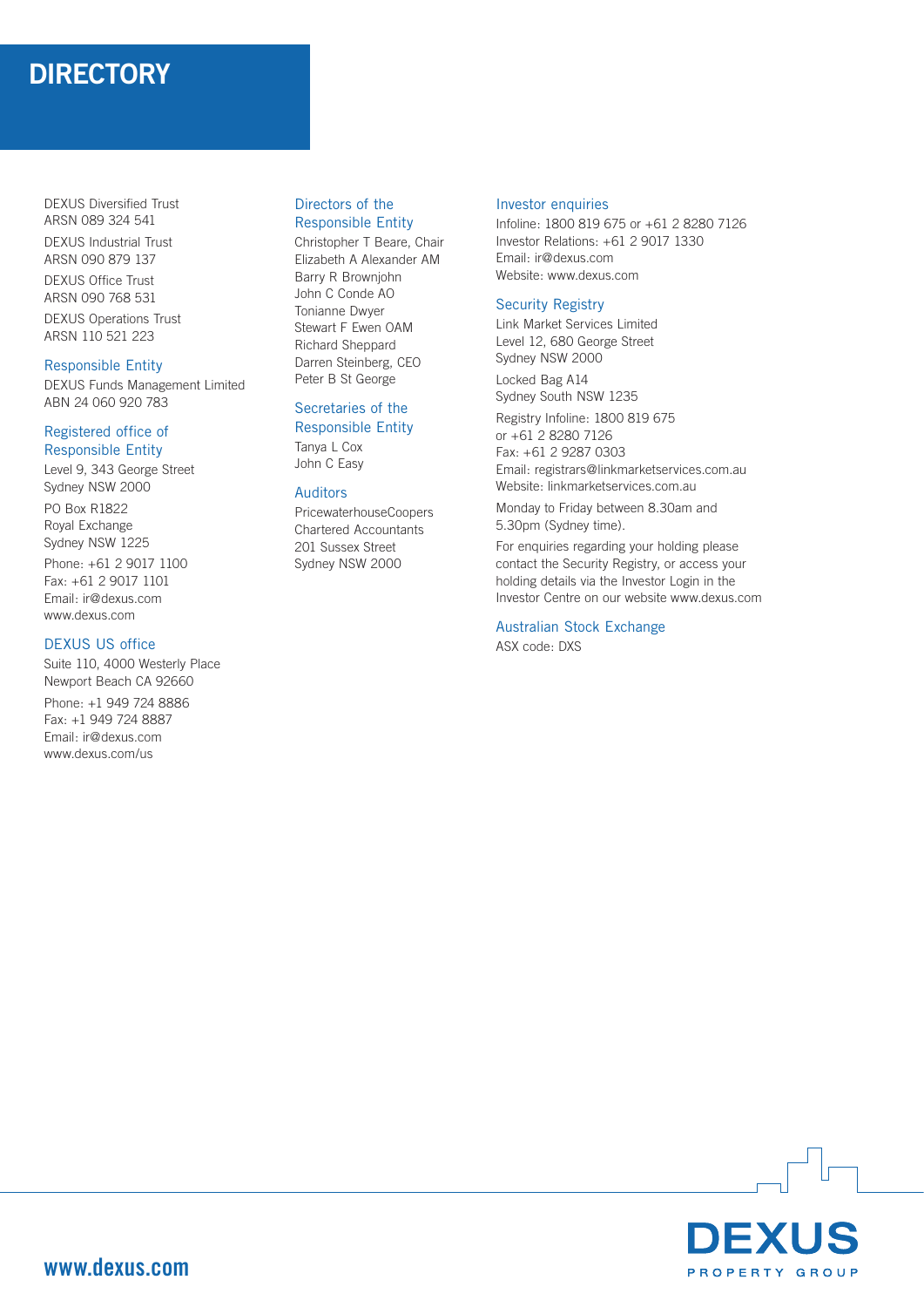# DIRECTORY

DEXUS Diversified Trust
ARSN 089 324 541

DEXUS Industrial Trust
ARSN 090 879 137

DEXUS Office Trust
ARSN 090 768 531

DEXUS Operations Trust
ARSN 110 521 223

## Responsible Entity

DEXUS Funds Management Limited
ABN 24 060 920 783

## Registered office of Responsible Entity

Level 9, 343 George Street
Sydney NSW 2000

PO Box R1822
Royal Exchange
Sydney NSW 1225

Phone: +61 2 9017 1100
Fax: +61 2 9017 1101
Email: ir@dexus.com
www.dexus.com

## DEXUS US office

Suite 110, 4000 Westerly Place
Newport Beach CA 92660

Phone: +1 949 724 8886
Fax: +1 949 724 8887
Email: ir@dexus.com
www.dexus.com/us

## Directors of the Responsible Entity

Christopher T Beare, Chair
Elizabeth A Alexander AM
Barry R Brownjohn
John C Conde AO
Tonianne Dwyer
Stewart F Ewen OAM
Richard Sheppard
Darren Steinberg, CEO
Peter B St George

## Secretaries of the Responsible Entity

Tanya L Cox
John C Easy

## Auditors

PricewaterhouseCoopers
Chartered Accountants
201 Sussex Street
Sydney NSW 2000

## Investor enquiries

Infoline: 1800 819 675 or +61 2 8280 7126
Investor Relations: +61 2 9017 1330
Email: ir@dexus.com
Website: www.dexus.com

## Security Registry

Link Market Services Limited
Level 12, 680 George Street
Sydney NSW 2000

Locked Bag A14
Sydney South NSW 1235

Registry Infoline: 1800 819 675
or +61 2 8280 7126
Fax: +61 2 9287 0303
Email: registrars@linkmarketservices.com.au
Website: linkmarketservices.com.au

Monday to Friday between 8.30am and 5.30pm (Sydney time).

For enquiries regarding your holding please contact the Security Registry, or access your holding details via the Investor Login in the Investor Centre on our website www.dexus.com

## Australian Stock Exchange

ASX code: DXS

www.dexus.com

DEXUS PROPERTY GROUP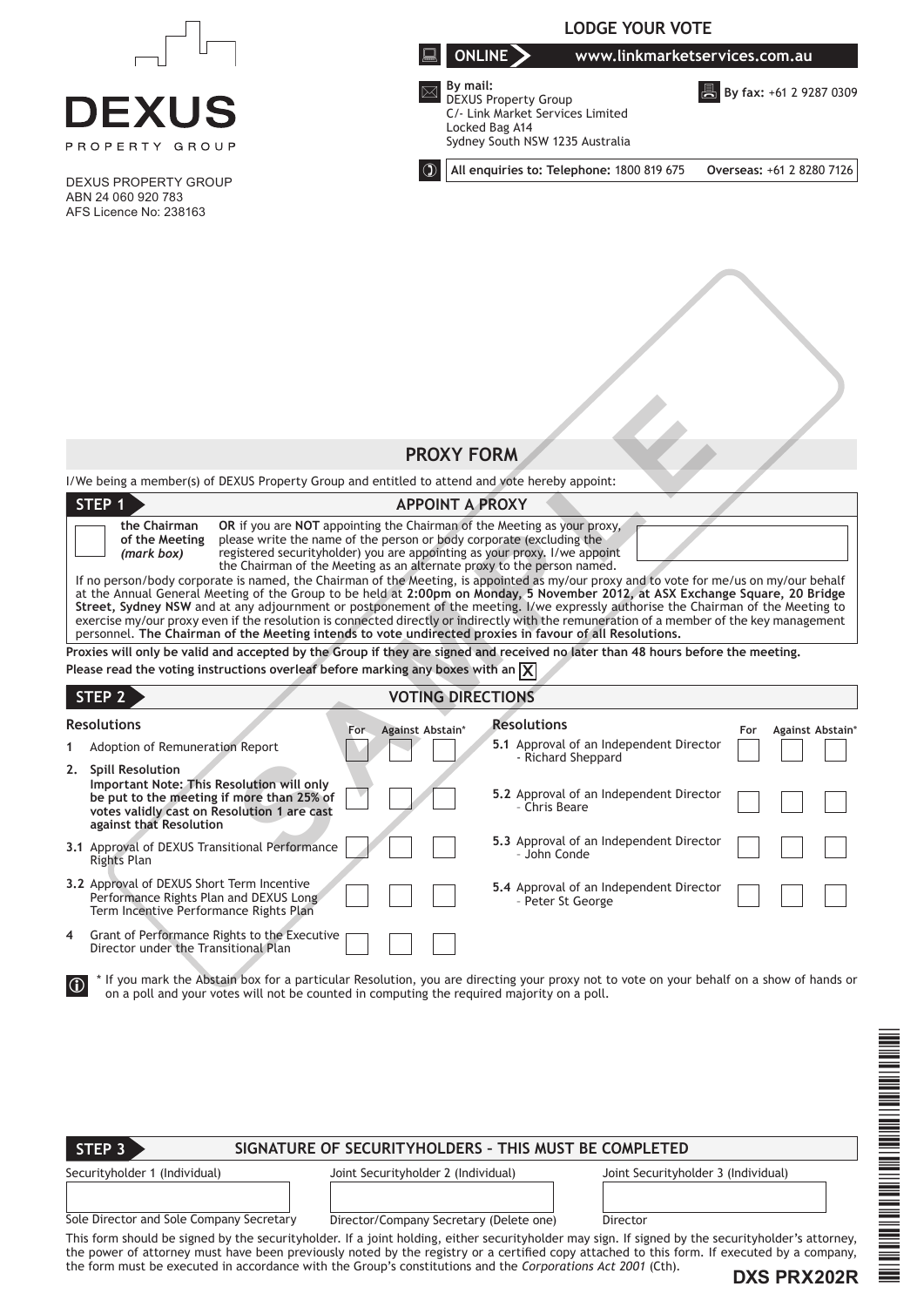DEXUS
PROPERTY GROUP

DEXUS PROPERTY GROUP
ABN 24 060 920 783
AFS Licence No: 238163

## LODGE YOUR VOTE

**ONLINE** www.linkmarketservices.com.au

**By mail:**
DEXUS Property Group
C/- Link Market Services Limited
Locked Bag A14
Sydney South NSW 1235 Australia

**By fax:** +61 2 9287 0309

**All enquiries to: Telephone:** 1800 819 675 **Overseas:** +61 2 8280 7126

# PROXY FORM

I/We being a member(s) of DEXUS Property Group and entitled to attend and vote hereby appoint:

## STEP 1 APPOINT A PROXY

**the Chairman of the Meeting** *(mark box)*

**OR** if you are **NOT** appointing the Chairman of the Meeting as your proxy, please write the name of the person or body corporate (excluding the registered securityholder) you are appointing as your proxy. I/we appoint the Chairman of the Meeting as an alternate proxy to the person named.

If no person/body corporate is named, the Chairman of the Meeting, is appointed as my/our proxy and to vote for me/us on my/our behalf at the Annual General Meeting of the Group to be held at **2:00pm on Monday, 5 November 2012, at ASX Exchange Square, 20 Bridge Street, Sydney NSW** and at any adjournment or postponement of the meeting. I/we expressly authorise the Chairman of the Meeting to exercise my/our proxy even if the resolution is connected directly or indirectly with the remuneration of a member of the key management personnel. **The Chairman of the Meeting intends to vote undirected proxies in favour of all Resolutions.**

**Proxies will only be valid and accepted by the Group if they are signed and received no later than 48 hours before the meeting.**

**Please read the voting instructions overleaf before marking any boxes with an** X

## STEP 2 VOTING DIRECTIONS

| Resolutions | For | Against | Abstain* |
|---|---|---|---|
| 1 Adoption of Remuneration Report | | | |
| 2. **Spill Resolution** **Important Note: This Resolution will only be put to the meeting if more than 25% of votes validly cast on Resolution 1 are cast against that Resolution** | | | |
| 3.1 Approval of DEXUS Transitional Performance Rights Plan | | | |
| 3.2 Approval of DEXUS Short Term Incentive Performance Rights Plan and DEXUS Long Term Incentive Performance Rights Plan | | | |
| 4 Grant of Performance Rights to the Executive Director under the Transitional Plan | | | |
| 5.1 Approval of an Independent Director - Richard Sheppard | | | |
| 5.2 Approval of an Independent Director - Chris Beare | | | |
| 5.3 Approval of an Independent Director - John Conde | | | |
| 5.4 Approval of an Independent Director - Peter St George | | | |

\* If you mark the Abstain box for a particular Resolution, you are directing your proxy not to vote on your behalf on a show of hands or on a poll and your votes will not be counted in computing the required majority on a poll.

## STEP 3 SIGNATURE OF SECURITYHOLDERS – THIS MUST BE COMPLETED

| Securityholder 1 (Individual) | Joint Securityholder 2 (Individual) | Joint Securityholder 3 (Individual) |
|---|---|---|
| | | |
| Sole Director and Sole Company Secretary | Director/Company Secretary (Delete one) | Director |

This form should be signed by the securityholder. If a joint holding, either securityholder may sign. If signed by the securityholder's attorney, the power of attorney must have been previously noted by the registry or a certified copy attached to this form. If executed by a company, the form must be executed in accordance with the Group's constitutions and the *Corporations Act 2001* (Cth).

DXS PRX202R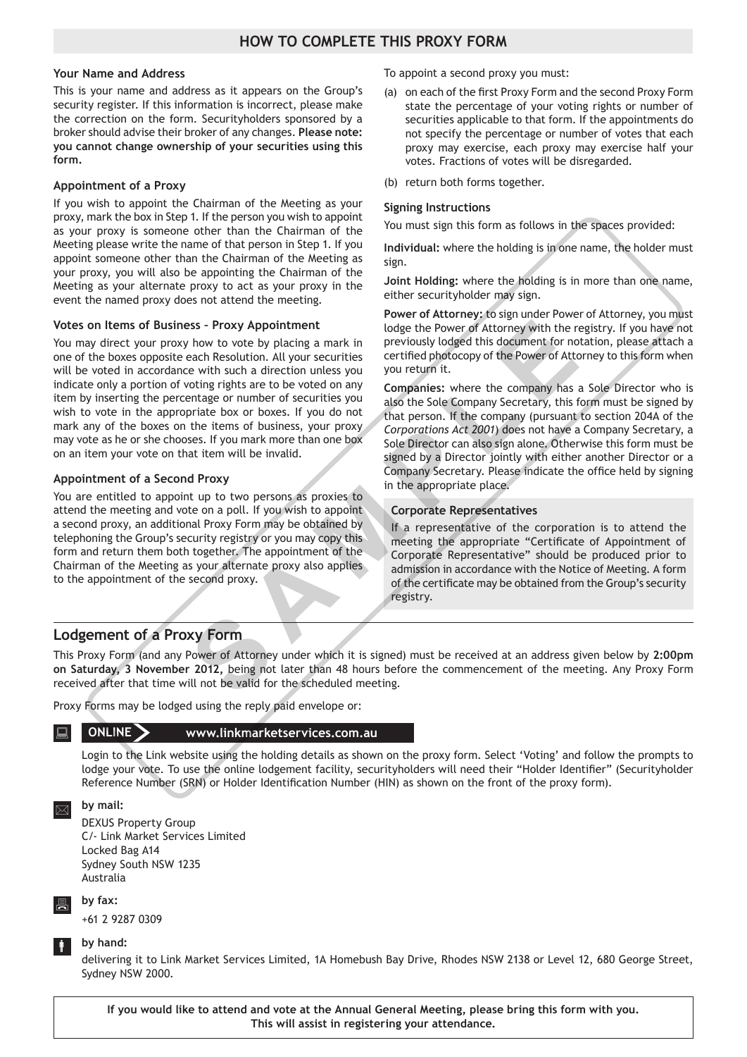## HOW TO COMPLETE THIS PROXY FORM

### Your Name and Address

This is your name and address as it appears on the Group's security register. If this information is incorrect, please make the correction on the form. Securityholders sponsored by a broker should advise their broker of any changes. **Please note: you cannot change ownership of your securities using this form.**

### Appointment of a Proxy

If you wish to appoint the Chairman of the Meeting as your proxy, mark the box in Step 1. If the person you wish to appoint as your proxy is someone other than the Chairman of the Meeting please write the name of that person in Step 1. If you appoint someone other than the Chairman of the Meeting as your proxy, you will also be appointing the Chairman of the Meeting as your alternate proxy to act as your proxy in the event the named proxy does not attend the meeting.

### Votes on Items of Business – Proxy Appointment

You may direct your proxy how to vote by placing a mark in one of the boxes opposite each Resolution. All your securities will be voted in accordance with such a direction unless you indicate only a portion of voting rights are to be voted on any item by inserting the percentage or number of securities you wish to vote in the appropriate box or boxes. If you do not mark any of the boxes on the items of business, your proxy may vote as he or she chooses. If you mark more than one box on an item your vote on that item will be invalid.

### Appointment of a Second Proxy

You are entitled to appoint up to two persons as proxies to attend the meeting and vote on a poll. If you wish to appoint a second proxy, an additional Proxy Form may be obtained by telephoning the Group's security registry or you may copy this form and return them both together. The appointment of the Chairman of the Meeting as your alternate proxy also applies to the appointment of the second proxy.

To appoint a second proxy you must:

(a) on each of the first Proxy Form and the second Proxy Form state the percentage of your voting rights or number of securities applicable to that form. If the appointments do not specify the percentage or number of votes that each proxy may exercise, each proxy may exercise half your votes. Fractions of votes will be disregarded.

(b) return both forms together.

### Signing Instructions

You must sign this form as follows in the spaces provided:

**Individual:** where the holding is in one name, the holder must sign.

**Joint Holding:** where the holding is in more than one name, either securityholder may sign.

**Power of Attorney:** to sign under Power of Attorney, you must lodge the Power of Attorney with the registry. If you have not previously lodged this document for notation, please attach a certified photocopy of the Power of Attorney to this form when you return it.

**Companies:** where the company has a Sole Director who is also the Sole Company Secretary, this form must be signed by that person. If the company (pursuant to section 204A of the *Corporations Act 2001*) does not have a Company Secretary, a Sole Director can also sign alone. Otherwise this form must be signed by a Director jointly with either another Director or a Company Secretary. Please indicate the office held by signing in the appropriate place.

### Corporate Representatives

If a representative of the corporation is to attend the meeting the appropriate "Certificate of Appointment of Corporate Representative" should be produced prior to admission in accordance with the Notice of Meeting. A form of the certificate may be obtained from the Group's security registry.

## Lodgement of a Proxy Form

This Proxy Form (and any Power of Attorney under which it is signed) must be received at an address given below by **2:00pm on Saturday, 3 November 2012**, being not later than 48 hours before the commencement of the meeting. Any Proxy Form received after that time will not be valid for the scheduled meeting.

Proxy Forms may be lodged using the reply paid envelope or:

**ONLINE** **www.linkmarketservices.com.au**

Login to the Link website using the holding details as shown on the proxy form. Select 'Voting' and follow the prompts to lodge your vote. To use the online lodgement facility, securityholders will need their "Holder Identifier" (Securityholder Reference Number (SRN) or Holder Identification Number (HIN) as shown on the front of the proxy form).

**by mail:**

DEXUS Property Group
C/- Link Market Services Limited
Locked Bag A14
Sydney South NSW 1235
Australia

**by fax:**

+61 2 9287 0309

**by hand:**

delivering it to Link Market Services Limited, 1A Homebush Bay Drive, Rhodes NSW 2138 or Level 12, 680 George Street, Sydney NSW 2000.

**If you would like to attend and vote at the Annual General Meeting, please bring this form with you. This will assist in registering your attendance.**